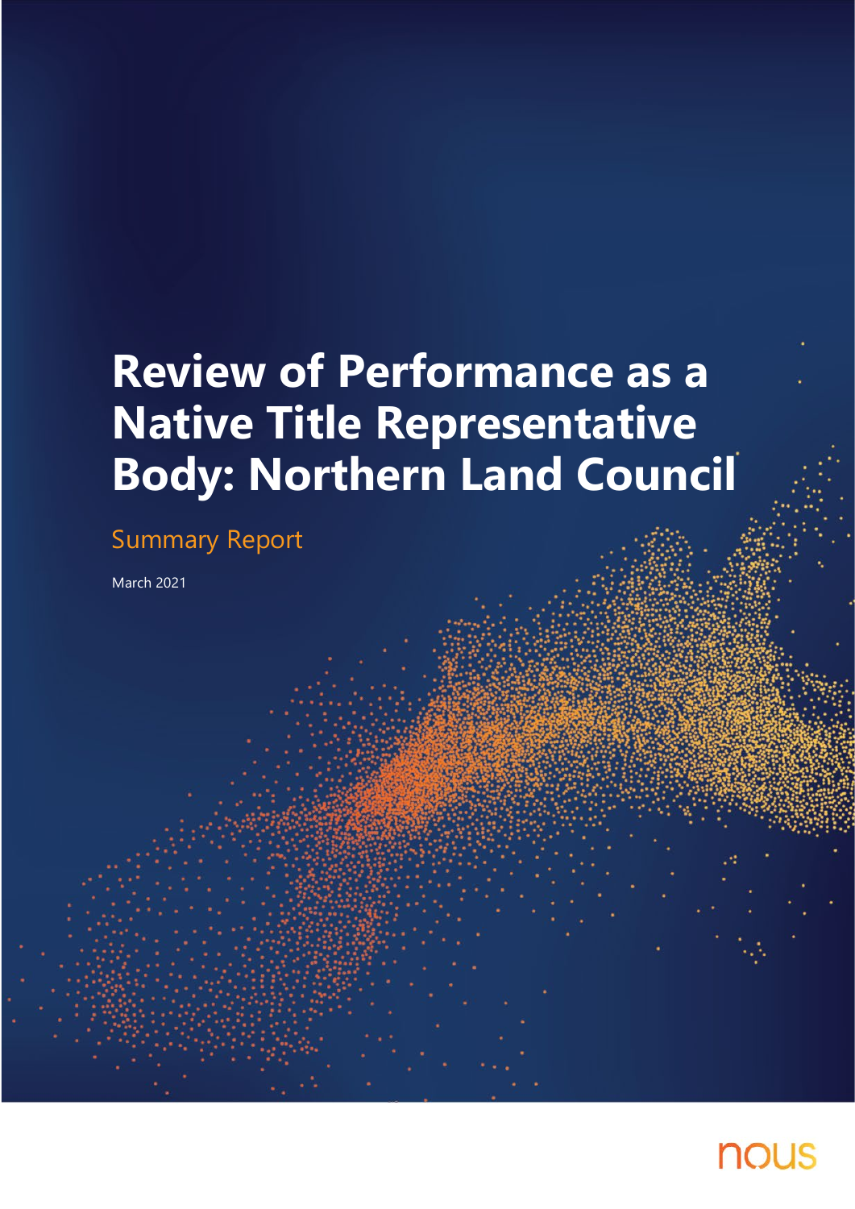# Review of Performance as a Native Title Representative Body: Northern Land Council

## Summary Report

March 2021

nous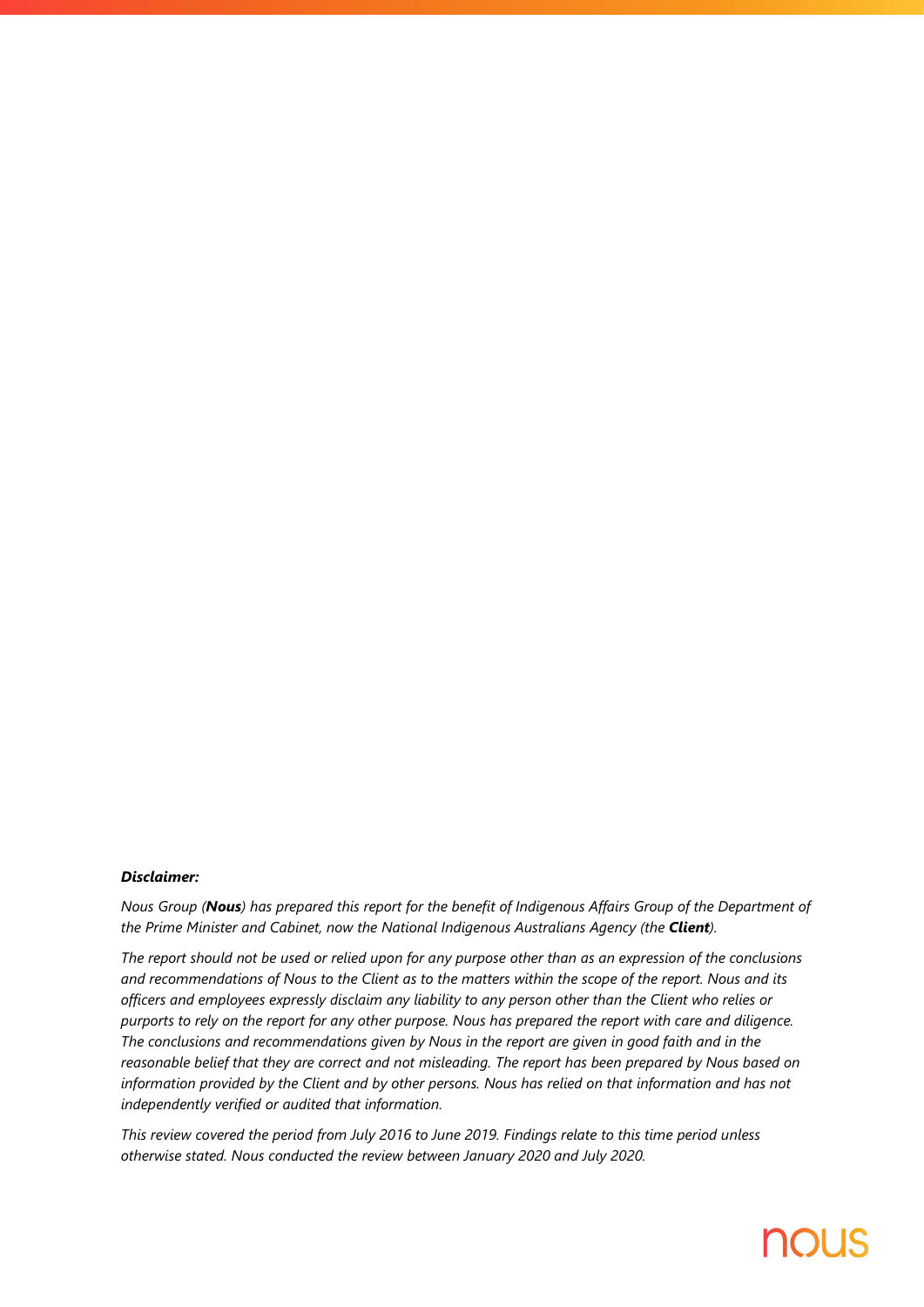***Disclaimer:***

*Nous Group (**Nous**) has prepared this report for the benefit of Indigenous Affairs Group of the Department of the Prime Minister and Cabinet, now the National Indigenous Australians Agency (the **Client**).*

*The report should not be used or relied upon for any purpose other than as an expression of the conclusions and recommendations of Nous to the Client as to the matters within the scope of the report. Nous and its officers and employees expressly disclaim any liability to any person other than the Client who relies or purports to rely on the report for any other purpose. Nous has prepared the report with care and diligence. The conclusions and recommendations given by Nous in the report are given in good faith and in the reasonable belief that they are correct and not misleading. The report has been prepared by Nous based on information provided by the Client and by other persons. Nous has relied on that information and has not independently verified or audited that information.*

*This review covered the period from July 2016 to June 2019. Findings relate to this time period unless otherwise stated. Nous conducted the review between January 2020 and July 2020.*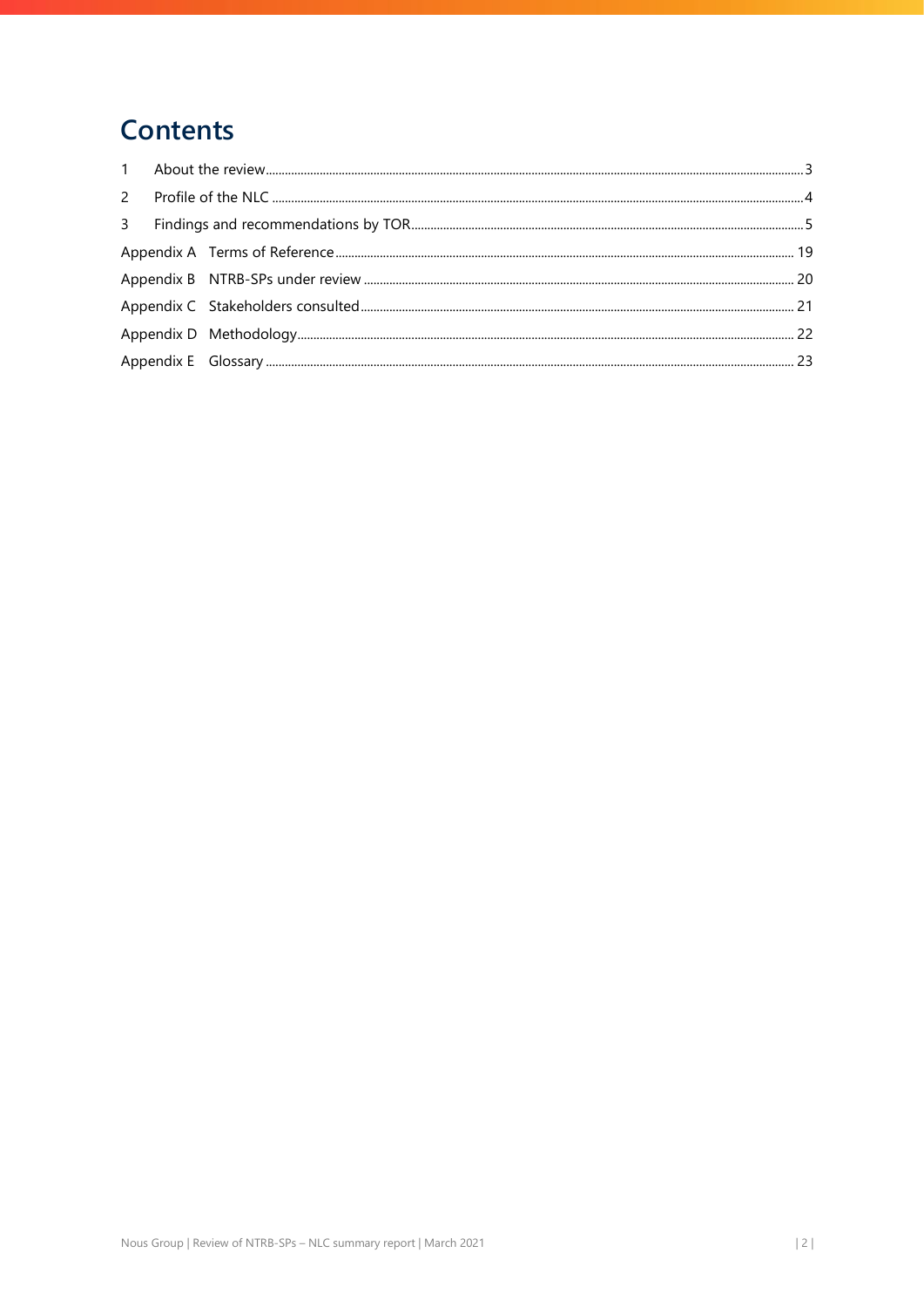# Contents

1 About the review ........................................................................................................................................................... 3

2 Profile of the NLC ........................................................................................................................................................... 4

3 Findings and recommendations by TOR ........................................................................................................................ 5

Appendix A Terms of Reference ..................................................................................................................................... 19

Appendix B NTRB-SPs under review ................................................................................................................................ 20

Appendix C Stakeholders consulted ................................................................................................................................ 21

Appendix D Methodology ................................................................................................................................................ 22

Appendix E Glossary ........................................................................................................................................................ 23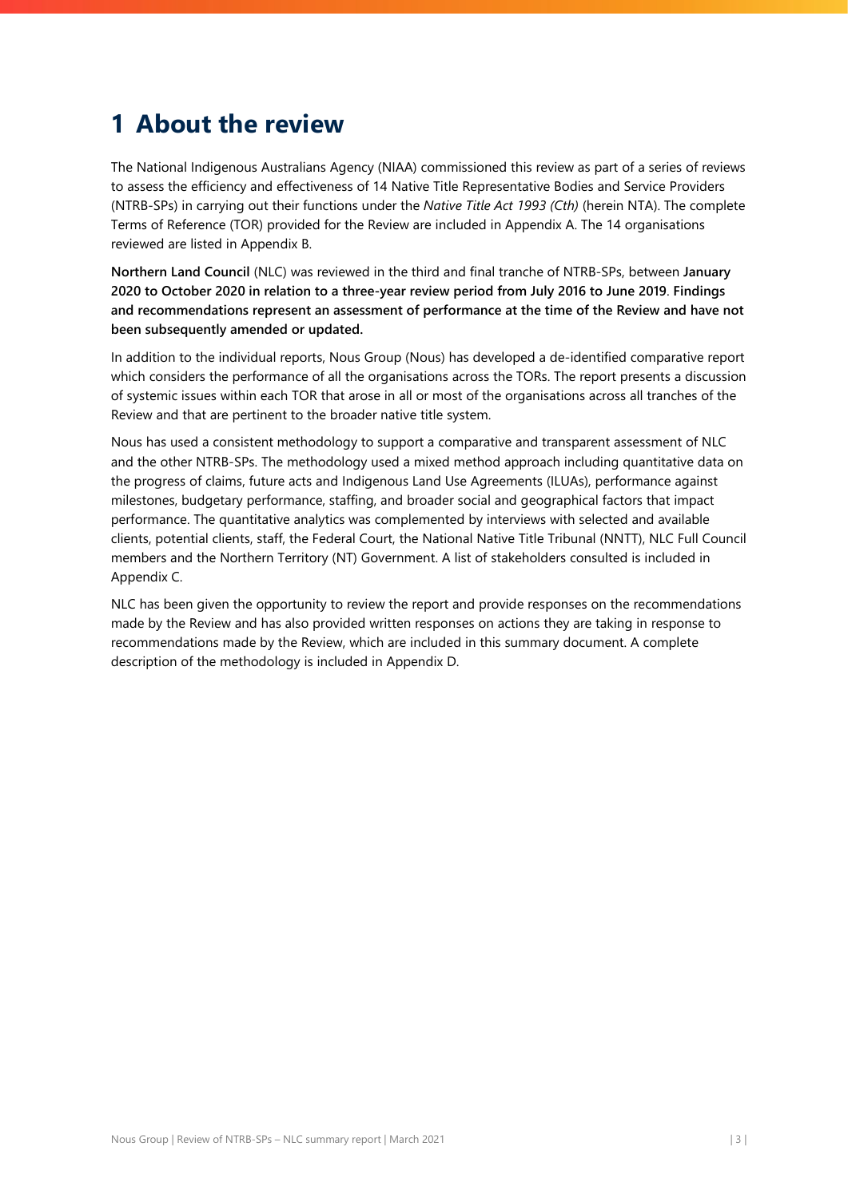# 1 About the review

The National Indigenous Australians Agency (NIAA) commissioned this review as part of a series of reviews to assess the efficiency and effectiveness of 14 Native Title Representative Bodies and Service Providers (NTRB-SPs) in carrying out their functions under the *Native Title Act 1993 (Cth)* (herein NTA). The complete Terms of Reference (TOR) provided for the Review are included in Appendix A. The 14 organisations reviewed are listed in Appendix B.

**Northern Land Council** (NLC) was reviewed in the third and final tranche of NTRB-SPs, between **January 2020 to October 2020 in relation to a three-year review period from July 2016 to June 2019**. **Findings and recommendations represent an assessment of performance at the time of the Review and have not been subsequently amended or updated.**

In addition to the individual reports, Nous Group (Nous) has developed a de-identified comparative report which considers the performance of all the organisations across the TORs. The report presents a discussion of systemic issues within each TOR that arose in all or most of the organisations across all tranches of the Review and that are pertinent to the broader native title system.

Nous has used a consistent methodology to support a comparative and transparent assessment of NLC and the other NTRB-SPs. The methodology used a mixed method approach including quantitative data on the progress of claims, future acts and Indigenous Land Use Agreements (ILUAs), performance against milestones, budgetary performance, staffing, and broader social and geographical factors that impact performance. The quantitative analytics was complemented by interviews with selected and available clients, potential clients, staff, the Federal Court, the National Native Title Tribunal (NNTT), NLC Full Council members and the Northern Territory (NT) Government. A list of stakeholders consulted is included in Appendix C.

NLC has been given the opportunity to review the report and provide responses on the recommendations made by the Review and has also provided written responses on actions they are taking in response to recommendations made by the Review, which are included in this summary document. A complete description of the methodology is included in Appendix D.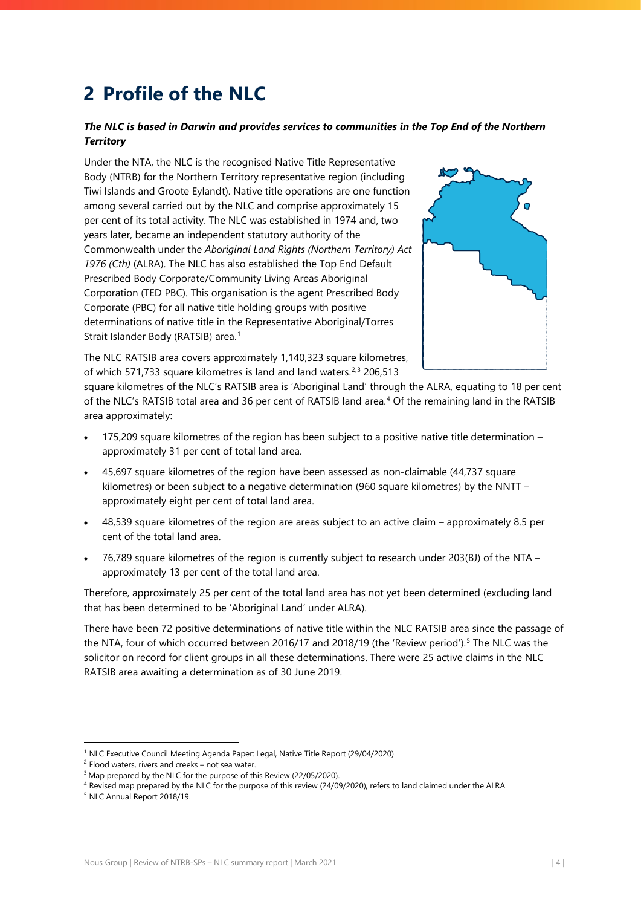# 2 Profile of the NLC

***The NLC is based in Darwin and provides services to communities in the Top End of the Northern Territory***

Under the NTA, the NLC is the recognised Native Title Representative Body (NTRB) for the Northern Territory representative region (including Tiwi Islands and Groote Eylandt). Native title operations are one function among several carried out by the NLC and comprise approximately 15 per cent of its total activity. The NLC was established in 1974 and, two years later, became an independent statutory authority of the Commonwealth under the *Aboriginal Land Rights (Northern Territory) Act 1976 (Cth)* (ALRA). The NLC has also established the Top End Default Prescribed Body Corporate/Community Living Areas Aboriginal Corporation (TED PBC). This organisation is the agent Prescribed Body Corporate (PBC) for all native title holding groups with positive determinations of native title in the Representative Aboriginal/Torres Strait Islander Body (RATSIB) area.[1]

The NLC RATSIB area covers approximately 1,140,323 square kilometres, of which 571,733 square kilometres is land and land waters.[2,3] 206,513 square kilometres of the NLC's RATSIB area is 'Aboriginal Land' through the ALRA, equating to 18 per cent of the NLC's RATSIB total area and 36 per cent of RATSIB land area.[4] Of the remaining land in the RATSIB area approximately:

- 175,209 square kilometres of the region has been subject to a positive native title determination – approximately 31 per cent of total land area.
- 45,697 square kilometres of the region have been assessed as non-claimable (44,737 square kilometres) or been subject to a negative determination (960 square kilometres) by the NNTT – approximately eight per cent of total land area.
- 48,539 square kilometres of the region are areas subject to an active claim – approximately 8.5 per cent of the total land area.
- 76,789 square kilometres of the region is currently subject to research under 203(BJ) of the NTA – approximately 13 per cent of the total land area.

Therefore, approximately 25 per cent of the total land area has not yet been determined (excluding land that has been determined to be 'Aboriginal Land' under ALRA).

There have been 72 positive determinations of native title within the NLC RATSIB area since the passage of the NTA, four of which occurred between 2016/17 and 2018/19 (the 'Review period').[5] The NLC was the solicitor on record for client groups in all these determinations. There were 25 active claims in the NLC RATSIB area awaiting a determination as of 30 June 2019.

---

[1] NLC Executive Council Meeting Agenda Paper: Legal, Native Title Report (29/04/2020).

[2] Flood waters, rivers and creeks – not sea water.

[3] Map prepared by the NLC for the purpose of this Review (22/05/2020).

[4] Revised map prepared by the NLC for the purpose of this review (24/09/2020), refers to land claimed under the ALRA.

[5] NLC Annual Report 2018/19.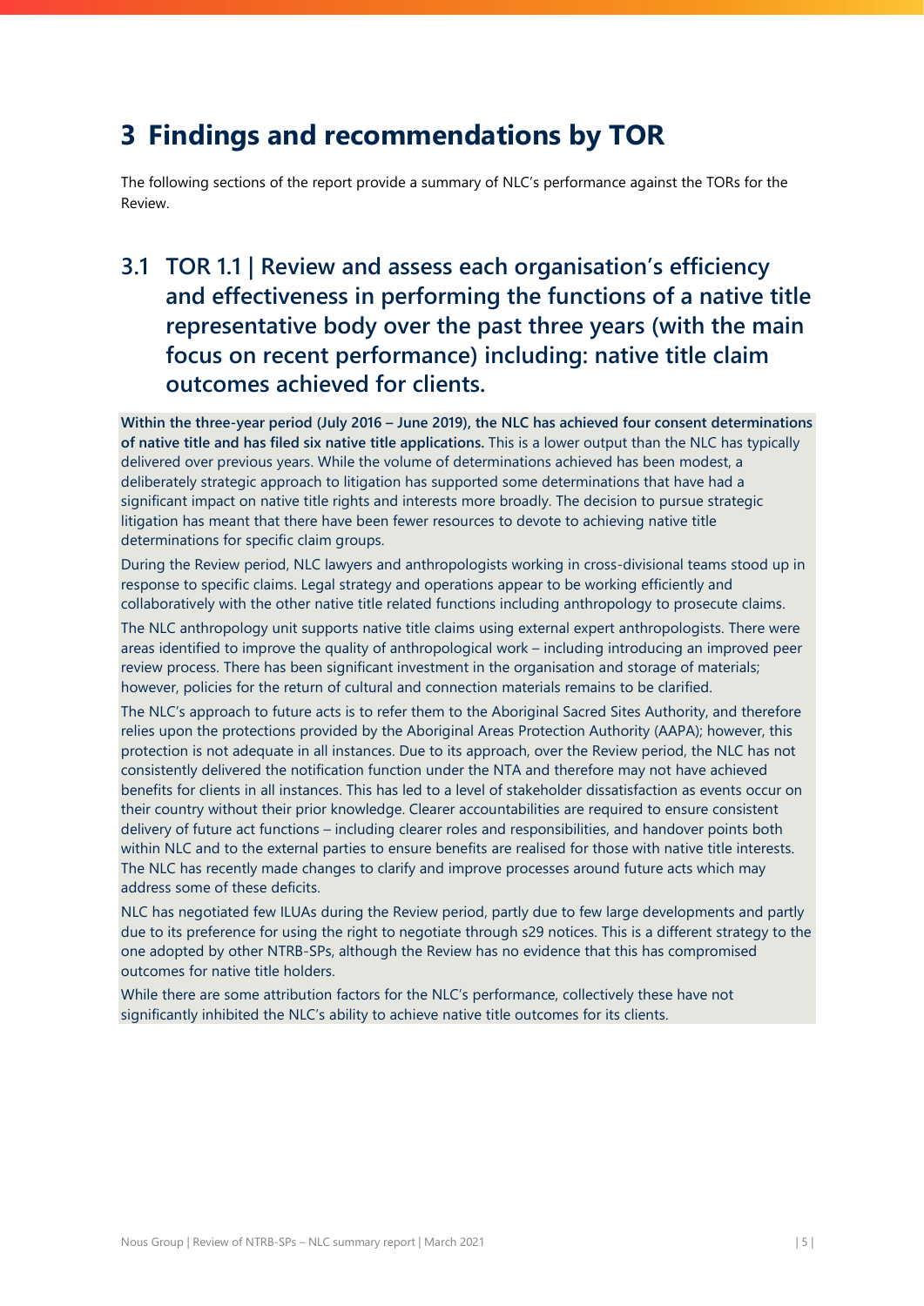# 3 Findings and recommendations by TOR

The following sections of the report provide a summary of NLC's performance against the TORs for the Review.

## 3.1 TOR 1.1 | Review and assess each organisation's efficiency and effectiveness in performing the functions of a native title representative body over the past three years (with the main focus on recent performance) including: native title claim outcomes achieved for clients.

**Within the three-year period (July 2016 – June 2019), the NLC has achieved four consent determinations of native title and has filed six native title applications.** This is a lower output than the NLC has typically delivered over previous years. While the volume of determinations achieved has been modest, a deliberately strategic approach to litigation has supported some determinations that have had a significant impact on native title rights and interests more broadly. The decision to pursue strategic litigation has meant that there have been fewer resources to devote to achieving native title determinations for specific claim groups.

During the Review period, NLC lawyers and anthropologists working in cross-divisional teams stood up in response to specific claims. Legal strategy and operations appear to be working efficiently and collaboratively with the other native title related functions including anthropology to prosecute claims.

The NLC anthropology unit supports native title claims using external expert anthropologists. There were areas identified to improve the quality of anthropological work – including introducing an improved peer review process. There has been significant investment in the organisation and storage of materials; however, policies for the return of cultural and connection materials remains to be clarified.

The NLC's approach to future acts is to refer them to the Aboriginal Sacred Sites Authority, and therefore relies upon the protections provided by the Aboriginal Areas Protection Authority (AAPA); however, this protection is not adequate in all instances. Due to its approach, over the Review period, the NLC has not consistently delivered the notification function under the NTA and therefore may not have achieved benefits for clients in all instances. This has led to a level of stakeholder dissatisfaction as events occur on their country without their prior knowledge. Clearer accountabilities are required to ensure consistent delivery of future act functions – including clearer roles and responsibilities, and handover points both within NLC and to the external parties to ensure benefits are realised for those with native title interests. The NLC has recently made changes to clarify and improve processes around future acts which may address some of these deficits.

NLC has negotiated few ILUAs during the Review period, partly due to few large developments and partly due to its preference for using the right to negotiate through s29 notices. This is a different strategy to the one adopted by other NTRB-SPs, although the Review has no evidence that this has compromised outcomes for native title holders.

While there are some attribution factors for the NLC's performance, collectively these have not significantly inhibited the NLC's ability to achieve native title outcomes for its clients.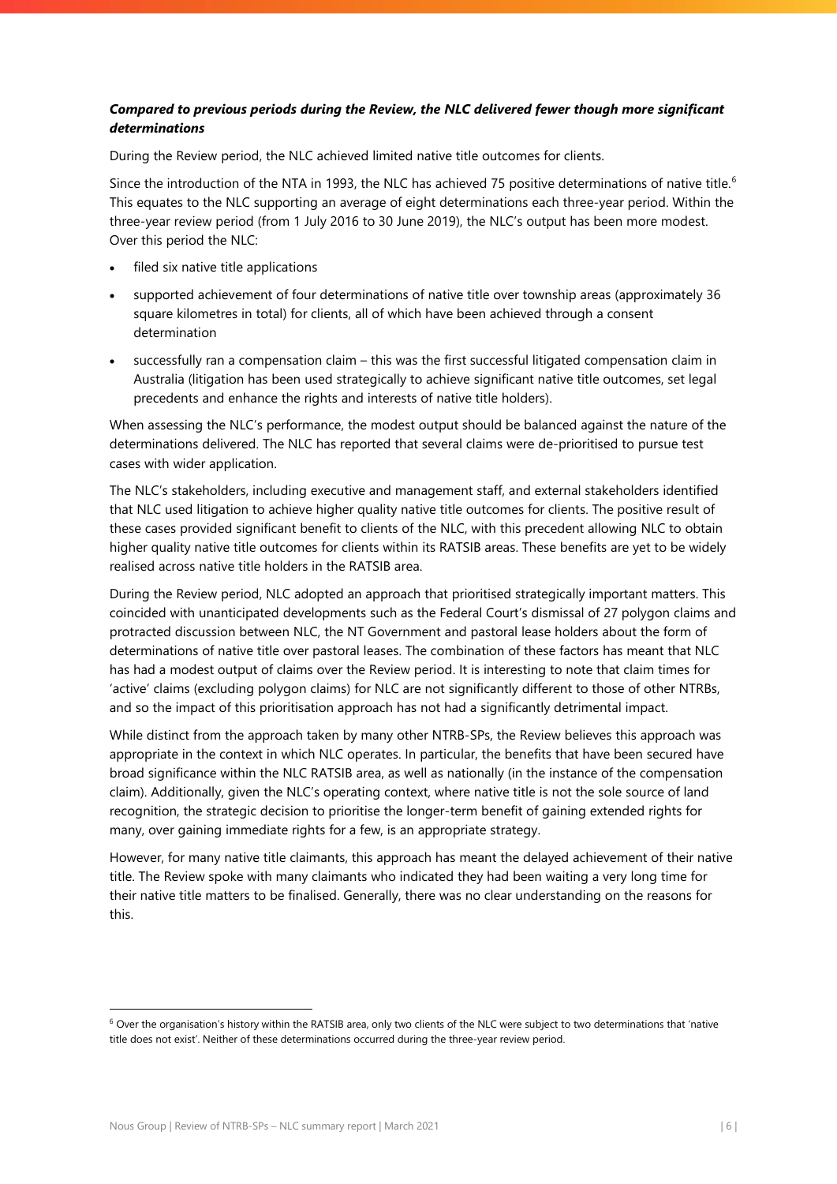***Compared to previous periods during the Review, the NLC delivered fewer though more significant determinations***

During the Review period, the NLC achieved limited native title outcomes for clients.

Since the introduction of the NTA in 1993, the NLC has achieved 75 positive determinations of native title.[6] This equates to the NLC supporting an average of eight determinations each three-year period. Within the three-year review period (from 1 July 2016 to 30 June 2019), the NLC's output has been more modest. Over this period the NLC:

- filed six native title applications
- supported achievement of four determinations of native title over township areas (approximately 36 square kilometres in total) for clients, all of which have been achieved through a consent determination
- successfully ran a compensation claim – this was the first successful litigated compensation claim in Australia (litigation has been used strategically to achieve significant native title outcomes, set legal precedents and enhance the rights and interests of native title holders).

When assessing the NLC's performance, the modest output should be balanced against the nature of the determinations delivered. The NLC has reported that several claims were de-prioritised to pursue test cases with wider application.

The NLC's stakeholders, including executive and management staff, and external stakeholders identified that NLC used litigation to achieve higher quality native title outcomes for clients. The positive result of these cases provided significant benefit to clients of the NLC, with this precedent allowing NLC to obtain higher quality native title outcomes for clients within its RATSIB areas. These benefits are yet to be widely realised across native title holders in the RATSIB area.

During the Review period, NLC adopted an approach that prioritised strategically important matters. This coincided with unanticipated developments such as the Federal Court's dismissal of 27 polygon claims and protracted discussion between NLC, the NT Government and pastoral lease holders about the form of determinations of native title over pastoral leases. The combination of these factors has meant that NLC has had a modest output of claims over the Review period. It is interesting to note that claim times for 'active' claims (excluding polygon claims) for NLC are not significantly different to those of other NTRBs, and so the impact of this prioritisation approach has not had a significantly detrimental impact.

While distinct from the approach taken by many other NTRB-SPs, the Review believes this approach was appropriate in the context in which NLC operates. In particular, the benefits that have been secured have broad significance within the NLC RATSIB area, as well as nationally (in the instance of the compensation claim). Additionally, given the NLC's operating context, where native title is not the sole source of land recognition, the strategic decision to prioritise the longer-term benefit of gaining extended rights for many, over gaining immediate rights for a few, is an appropriate strategy.

However, for many native title claimants, this approach has meant the delayed achievement of their native title. The Review spoke with many claimants who indicated they had been waiting a very long time for their native title matters to be finalised. Generally, there was no clear understanding on the reasons for this.

---

[6] Over the organisation's history within the RATSIB area, only two clients of the NLC were subject to two determinations that 'native title does not exist'. Neither of these determinations occurred during the three-year review period.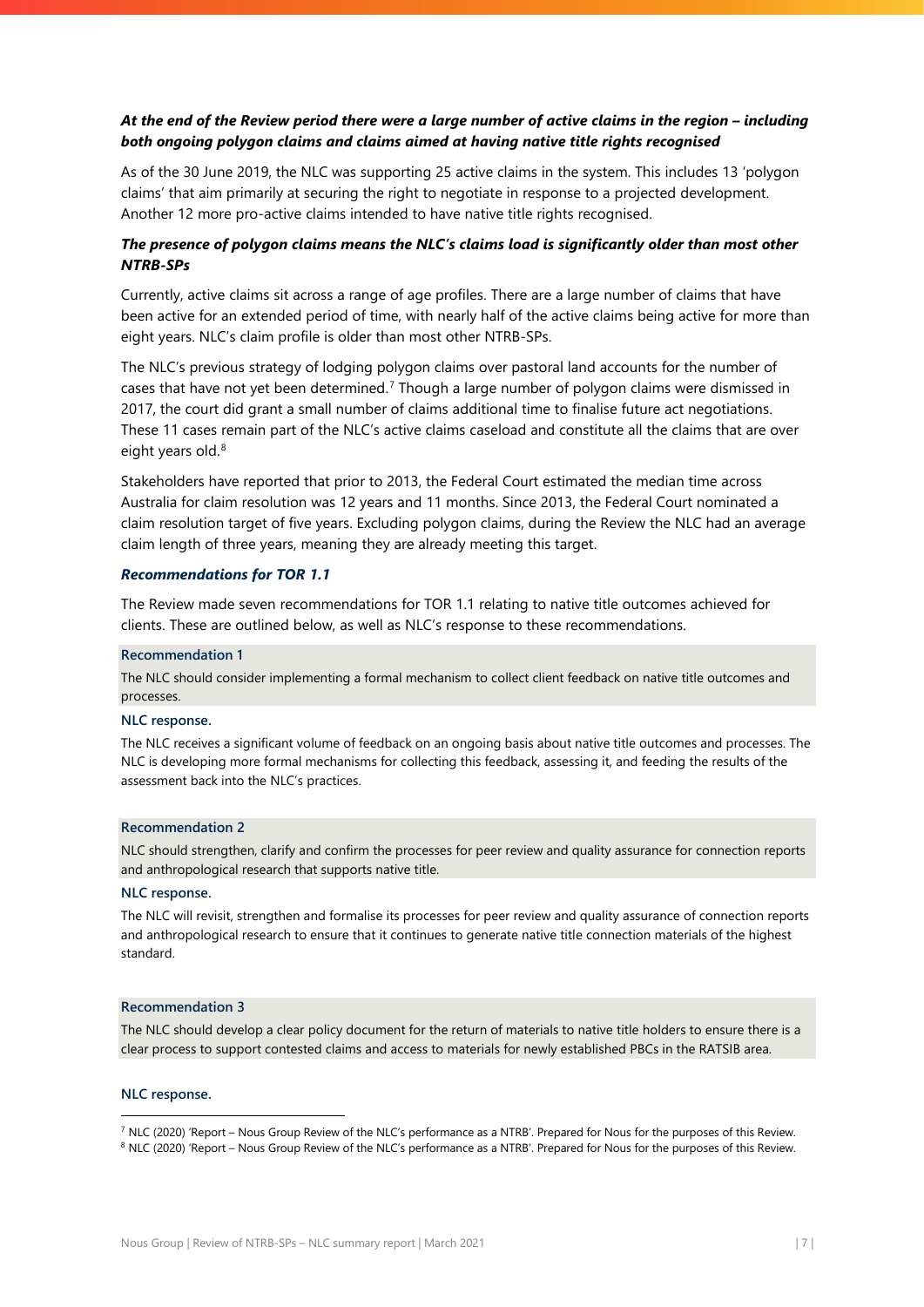***At the end of the Review period there were a large number of active claims in the region – including both ongoing polygon claims and claims aimed at having native title rights recognised***

As of the 30 June 2019, the NLC was supporting 25 active claims in the system. This includes 13 'polygon claims' that aim primarily at securing the right to negotiate in response to a projected development. Another 12 more pro-active claims intended to have native title rights recognised.

***The presence of polygon claims means the NLC's claims load is significantly older than most other NTRB-SPs***

Currently, active claims sit across a range of age profiles. There are a large number of claims that have been active for an extended period of time, with nearly half of the active claims being active for more than eight years. NLC's claim profile is older than most other NTRB-SPs.

The NLC's previous strategy of lodging polygon claims over pastoral land accounts for the number of cases that have not yet been determined.[7] Though a large number of polygon claims were dismissed in 2017, the court did grant a small number of claims additional time to finalise future act negotiations. These 11 cases remain part of the NLC's active claims caseload and constitute all the claims that are over eight years old.[8]

Stakeholders have reported that prior to 2013, the Federal Court estimated the median time across Australia for claim resolution was 12 years and 11 months. Since 2013, the Federal Court nominated a claim resolution target of five years. Excluding polygon claims, during the Review the NLC had an average claim length of three years, meaning they are already meeting this target.

### *Recommendations for TOR 1.1*

The Review made seven recommendations for TOR 1.1 relating to native title outcomes achieved for clients. These are outlined below, as well as NLC's response to these recommendations.

**Recommendation 1**

The NLC should consider implementing a formal mechanism to collect client feedback on native title outcomes and processes.

**NLC response.**

The NLC receives a significant volume of feedback on an ongoing basis about native title outcomes and processes. The NLC is developing more formal mechanisms for collecting this feedback, assessing it, and feeding the results of the assessment back into the NLC's practices.

**Recommendation 2**

NLC should strengthen, clarify and confirm the processes for peer review and quality assurance for connection reports and anthropological research that supports native title.

**NLC response.**

The NLC will revisit, strengthen and formalise its processes for peer review and quality assurance of connection reports and anthropological research to ensure that it continues to generate native title connection materials of the highest standard.

**Recommendation 3**

The NLC should develop a clear policy document for the return of materials to native title holders to ensure there is a clear process to support contested claims and access to materials for newly established PBCs in the RATSIB area.

**NLC response.**

---

[7] NLC (2020) 'Report – Nous Group Review of the NLC's performance as a NTRB'. Prepared for Nous for the purposes of this Review.

[8] NLC (2020) 'Report – Nous Group Review of the NLC's performance as a NTRB'. Prepared for Nous for the purposes of this Review.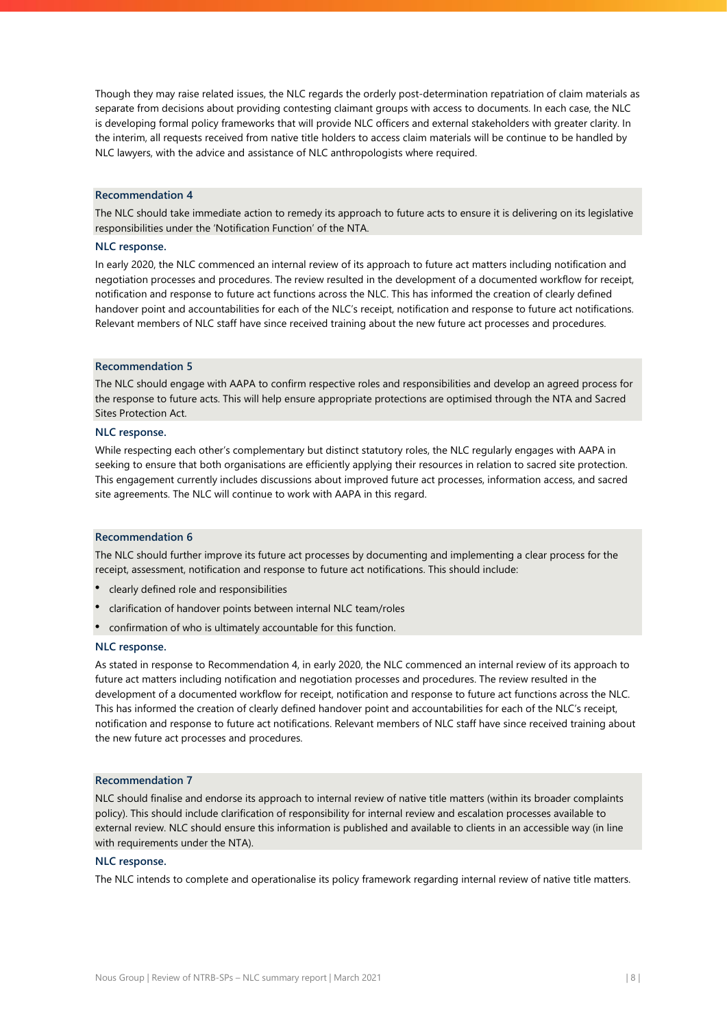Though they may raise related issues, the NLC regards the orderly post-determination repatriation of claim materials as separate from decisions about providing contesting claimant groups with access to documents. In each case, the NLC is developing formal policy frameworks that will provide NLC officers and external stakeholders with greater clarity. In the interim, all requests received from native title holders to access claim materials will be continue to be handled by NLC lawyers, with the advice and assistance of NLC anthropologists where required.

### Recommendation 4

The NLC should take immediate action to remedy its approach to future acts to ensure it is delivering on its legislative responsibilities under the 'Notification Function' of the NTA.

### NLC response.

In early 2020, the NLC commenced an internal review of its approach to future act matters including notification and negotiation processes and procedures. The review resulted in the development of a documented workflow for receipt, notification and response to future act functions across the NLC. This has informed the creation of clearly defined handover point and accountabilities for each of the NLC's receipt, notification and response to future act notifications. Relevant members of NLC staff have since received training about the new future act processes and procedures.

### Recommendation 5

The NLC should engage with AAPA to confirm respective roles and responsibilities and develop an agreed process for the response to future acts. This will help ensure appropriate protections are optimised through the NTA and Sacred Sites Protection Act.

### NLC response.

While respecting each other's complementary but distinct statutory roles, the NLC regularly engages with AAPA in seeking to ensure that both organisations are efficiently applying their resources in relation to sacred site protection. This engagement currently includes discussions about improved future act processes, information access, and sacred site agreements. The NLC will continue to work with AAPA in this regard.

### Recommendation 6

The NLC should further improve its future act processes by documenting and implementing a clear process for the receipt, assessment, notification and response to future act notifications. This should include:

- clearly defined role and responsibilities
- clarification of handover points between internal NLC team/roles
- confirmation of who is ultimately accountable for this function.

### NLC response.

As stated in response to Recommendation 4, in early 2020, the NLC commenced an internal review of its approach to future act matters including notification and negotiation processes and procedures. The review resulted in the development of a documented workflow for receipt, notification and response to future act functions across the NLC. This has informed the creation of clearly defined handover point and accountabilities for each of the NLC's receipt, notification and response to future act notifications. Relevant members of NLC staff have since received training about the new future act processes and procedures.

### Recommendation 7

NLC should finalise and endorse its approach to internal review of native title matters (within its broader complaints policy). This should include clarification of responsibility for internal review and escalation processes available to external review. NLC should ensure this information is published and available to clients in an accessible way (in line with requirements under the NTA).

### NLC response.

The NLC intends to complete and operationalise its policy framework regarding internal review of native title matters.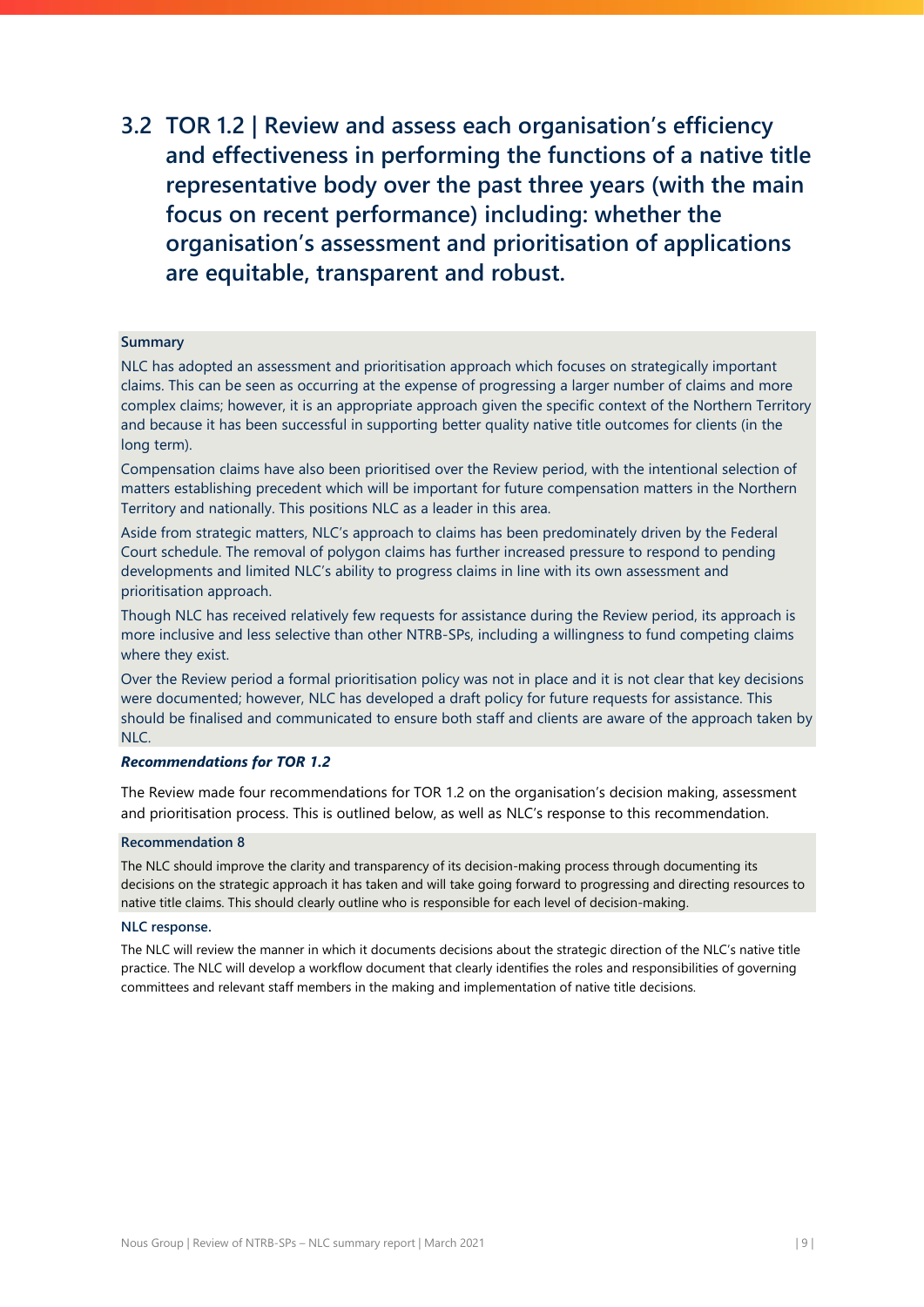## 3.2 TOR 1.2 | Review and assess each organisation's efficiency and effectiveness in performing the functions of a native title representative body over the past three years (with the main focus on recent performance) including: whether the organisation's assessment and prioritisation of applications are equitable, transparent and robust.

**Summary**

NLC has adopted an assessment and prioritisation approach which focuses on strategically important claims. This can be seen as occurring at the expense of progressing a larger number of claims and more complex claims; however, it is an appropriate approach given the specific context of the Northern Territory and because it has been successful in supporting better quality native title outcomes for clients (in the long term).

Compensation claims have also been prioritised over the Review period, with the intentional selection of matters establishing precedent which will be important for future compensation matters in the Northern Territory and nationally. This positions NLC as a leader in this area.

Aside from strategic matters, NLC's approach to claims has been predominately driven by the Federal Court schedule. The removal of polygon claims has further increased pressure to respond to pending developments and limited NLC's ability to progress claims in line with its own assessment and prioritisation approach.

Though NLC has received relatively few requests for assistance during the Review period, its approach is more inclusive and less selective than other NTRB-SPs, including a willingness to fund competing claims where they exist.

Over the Review period a formal prioritisation policy was not in place and it is not clear that key decisions were documented; however, NLC has developed a draft policy for future requests for assistance. This should be finalised and communicated to ensure both staff and clients are aware of the approach taken by NLC.

***Recommendations for TOR 1.2***

The Review made four recommendations for TOR 1.2 on the organisation's decision making, assessment and prioritisation process. This is outlined below, as well as NLC's response to this recommendation.

**Recommendation 8**

The NLC should improve the clarity and transparency of its decision-making process through documenting its decisions on the strategic approach it has taken and will take going forward to progressing and directing resources to native title claims. This should clearly outline who is responsible for each level of decision-making.

**NLC response.**

The NLC will review the manner in which it documents decisions about the strategic direction of the NLC's native title practice. The NLC will develop a workflow document that clearly identifies the roles and responsibilities of governing committees and relevant staff members in the making and implementation of native title decisions.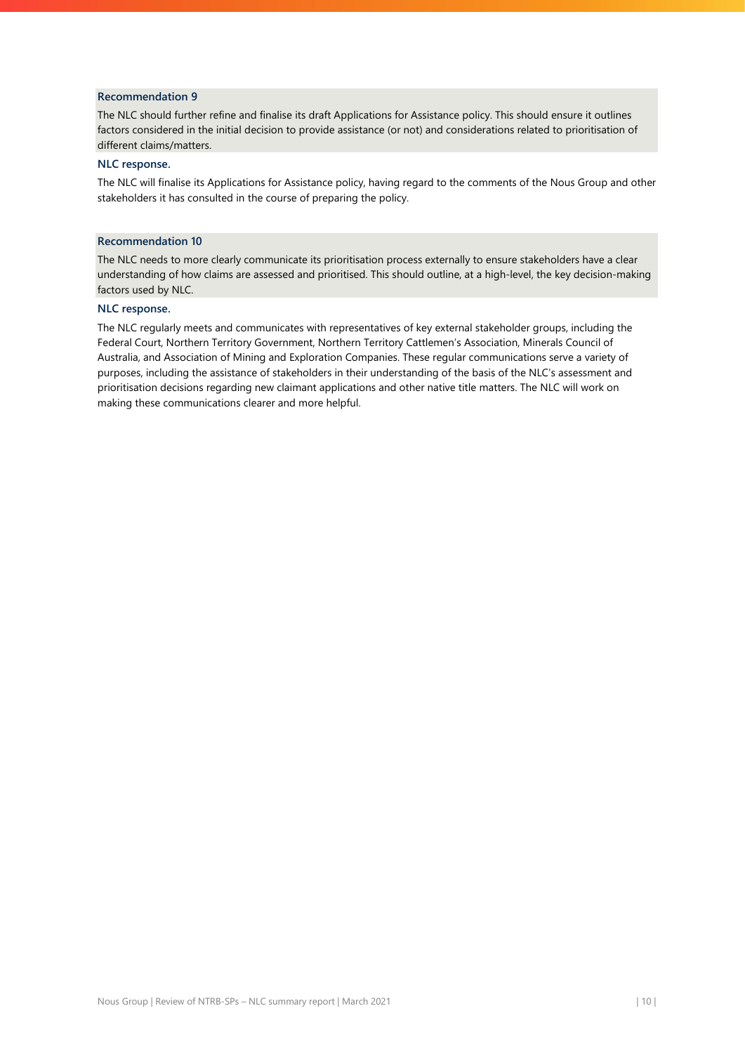**Recommendation 9**

The NLC should further refine and finalise its draft Applications for Assistance policy. This should ensure it outlines factors considered in the initial decision to provide assistance (or not) and considerations related to prioritisation of different claims/matters.

**NLC response.**

The NLC will finalise its Applications for Assistance policy, having regard to the comments of the Nous Group and other stakeholders it has consulted in the course of preparing the policy.

**Recommendation 10**

The NLC needs to more clearly communicate its prioritisation process externally to ensure stakeholders have a clear understanding of how claims are assessed and prioritised. This should outline, at a high-level, the key decision-making factors used by NLC.

**NLC response.**

The NLC regularly meets and communicates with representatives of key external stakeholder groups, including the Federal Court, Northern Territory Government, Northern Territory Cattlemen's Association, Minerals Council of Australia, and Association of Mining and Exploration Companies. These regular communications serve a variety of purposes, including the assistance of stakeholders in their understanding of the basis of the NLC's assessment and prioritisation decisions regarding new claimant applications and other native title matters. The NLC will work on making these communications clearer and more helpful.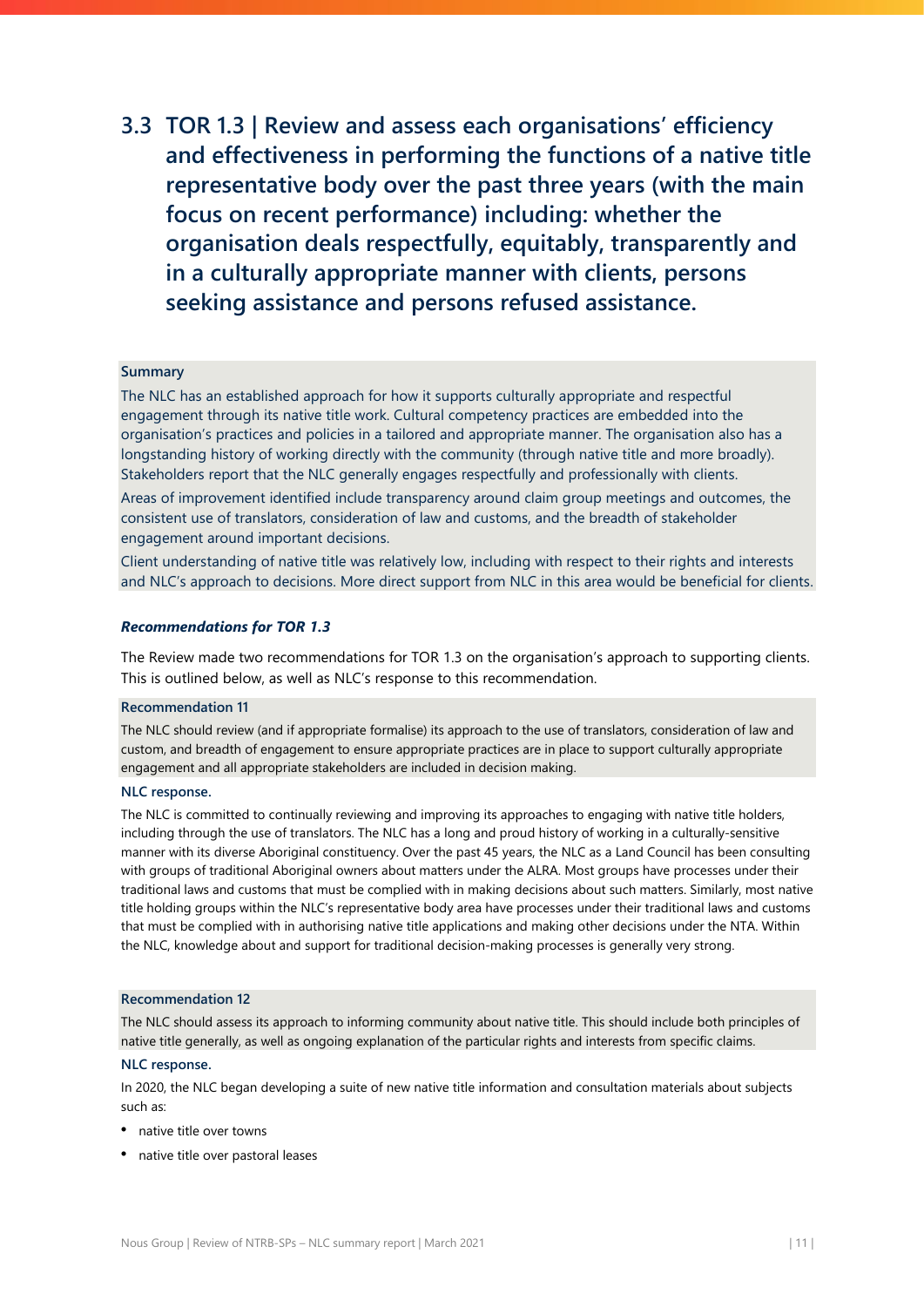## 3.3 TOR 1.3 | Review and assess each organisations' efficiency and effectiveness in performing the functions of a native title representative body over the past three years (with the main focus on recent performance) including: whether the organisation deals respectfully, equitably, transparently and in a culturally appropriate manner with clients, persons seeking assistance and persons refused assistance.

**Summary**

The NLC has an established approach for how it supports culturally appropriate and respectful engagement through its native title work. Cultural competency practices are embedded into the organisation's practices and policies in a tailored and appropriate manner. The organisation also has a longstanding history of working directly with the community (through native title and more broadly). Stakeholders report that the NLC generally engages respectfully and professionally with clients.

Areas of improvement identified include transparency around claim group meetings and outcomes, the consistent use of translators, consideration of law and customs, and the breadth of stakeholder engagement around important decisions.

Client understanding of native title was relatively low, including with respect to their rights and interests and NLC's approach to decisions. More direct support from NLC in this area would be beneficial for clients.

***Recommendations for TOR 1.3***

The Review made two recommendations for TOR 1.3 on the organisation's approach to supporting clients. This is outlined below, as well as NLC's response to this recommendation.

**Recommendation 11**

The NLC should review (and if appropriate formalise) its approach to the use of translators, consideration of law and custom, and breadth of engagement to ensure appropriate practices are in place to support culturally appropriate engagement and all appropriate stakeholders are included in decision making.

**NLC response.**

The NLC is committed to continually reviewing and improving its approaches to engaging with native title holders, including through the use of translators. The NLC has a long and proud history of working in a culturally-sensitive manner with its diverse Aboriginal constituency. Over the past 45 years, the NLC as a Land Council has been consulting with groups of traditional Aboriginal owners about matters under the ALRA. Most groups have processes under their traditional laws and customs that must be complied with in making decisions about such matters. Similarly, most native title holding groups within the NLC's representative body area have processes under their traditional laws and customs that must be complied with in authorising native title applications and making other decisions under the NTA. Within the NLC, knowledge about and support for traditional decision-making processes is generally very strong.

**Recommendation 12**

The NLC should assess its approach to informing community about native title. This should include both principles of native title generally, as well as ongoing explanation of the particular rights and interests from specific claims.

**NLC response.**

In 2020, the NLC began developing a suite of new native title information and consultation materials about subjects such as:

- native title over towns
- native title over pastoral leases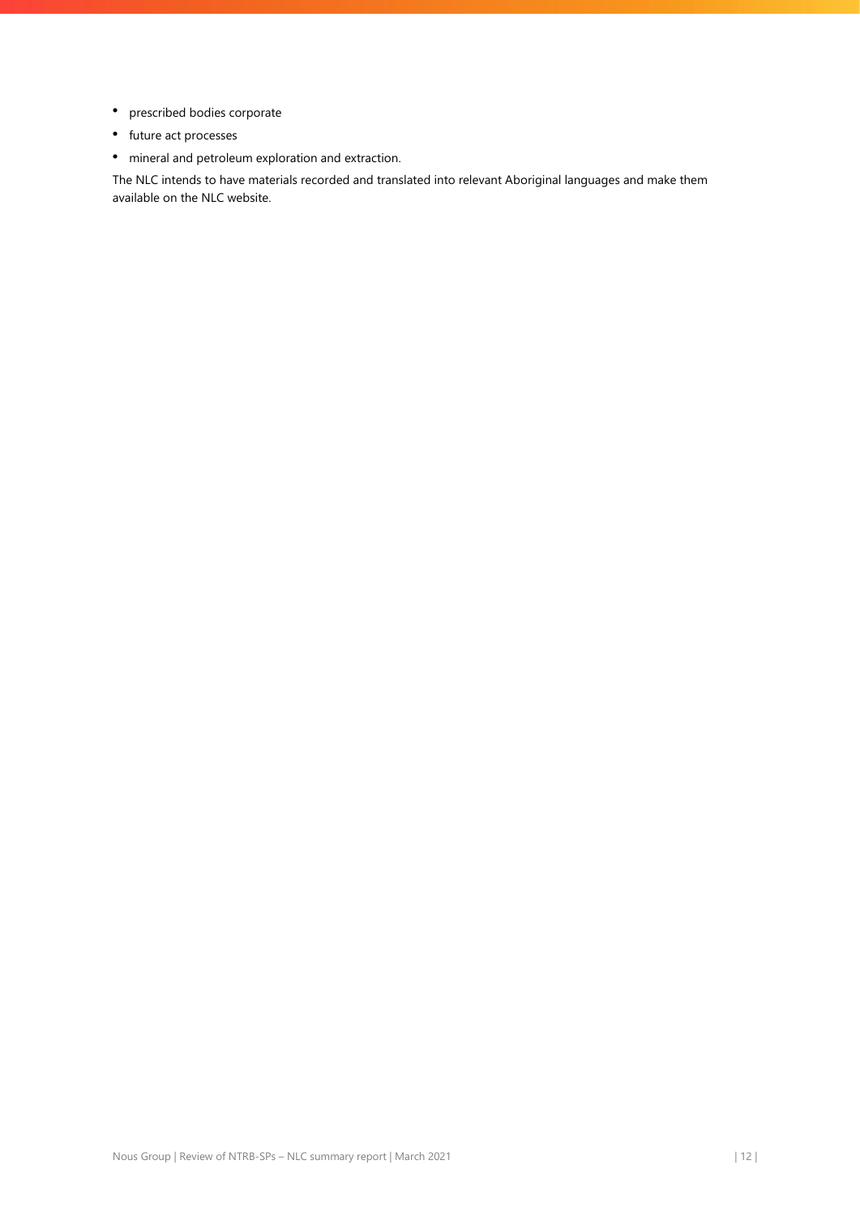- prescribed bodies corporate
- future act processes
- mineral and petroleum exploration and extraction.

The NLC intends to have materials recorded and translated into relevant Aboriginal languages and make them available on the NLC website.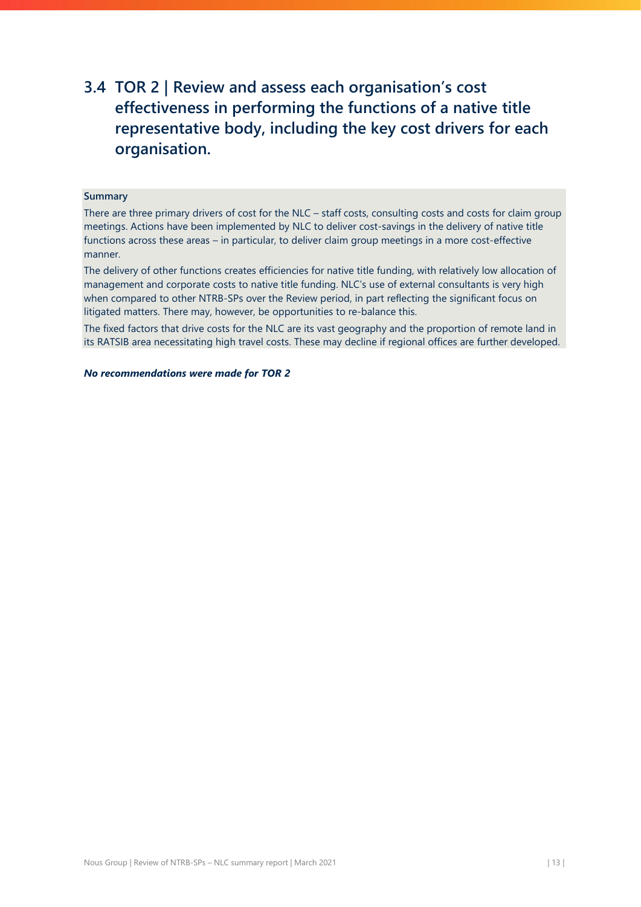## 3.4 TOR 2 | Review and assess each organisation's cost effectiveness in performing the functions of a native title representative body, including the key cost drivers for each organisation.

**Summary**

There are three primary drivers of cost for the NLC – staff costs, consulting costs and costs for claim group meetings. Actions have been implemented by NLC to deliver cost-savings in the delivery of native title functions across these areas – in particular, to deliver claim group meetings in a more cost-effective manner.

The delivery of other functions creates efficiencies for native title funding, with relatively low allocation of management and corporate costs to native title funding. NLC's use of external consultants is very high when compared to other NTRB-SPs over the Review period, in part reflecting the significant focus on litigated matters. There may, however, be opportunities to re-balance this.

The fixed factors that drive costs for the NLC are its vast geography and the proportion of remote land in its RATSIB area necessitating high travel costs. These may decline if regional offices are further developed.

***No recommendations were made for TOR 2***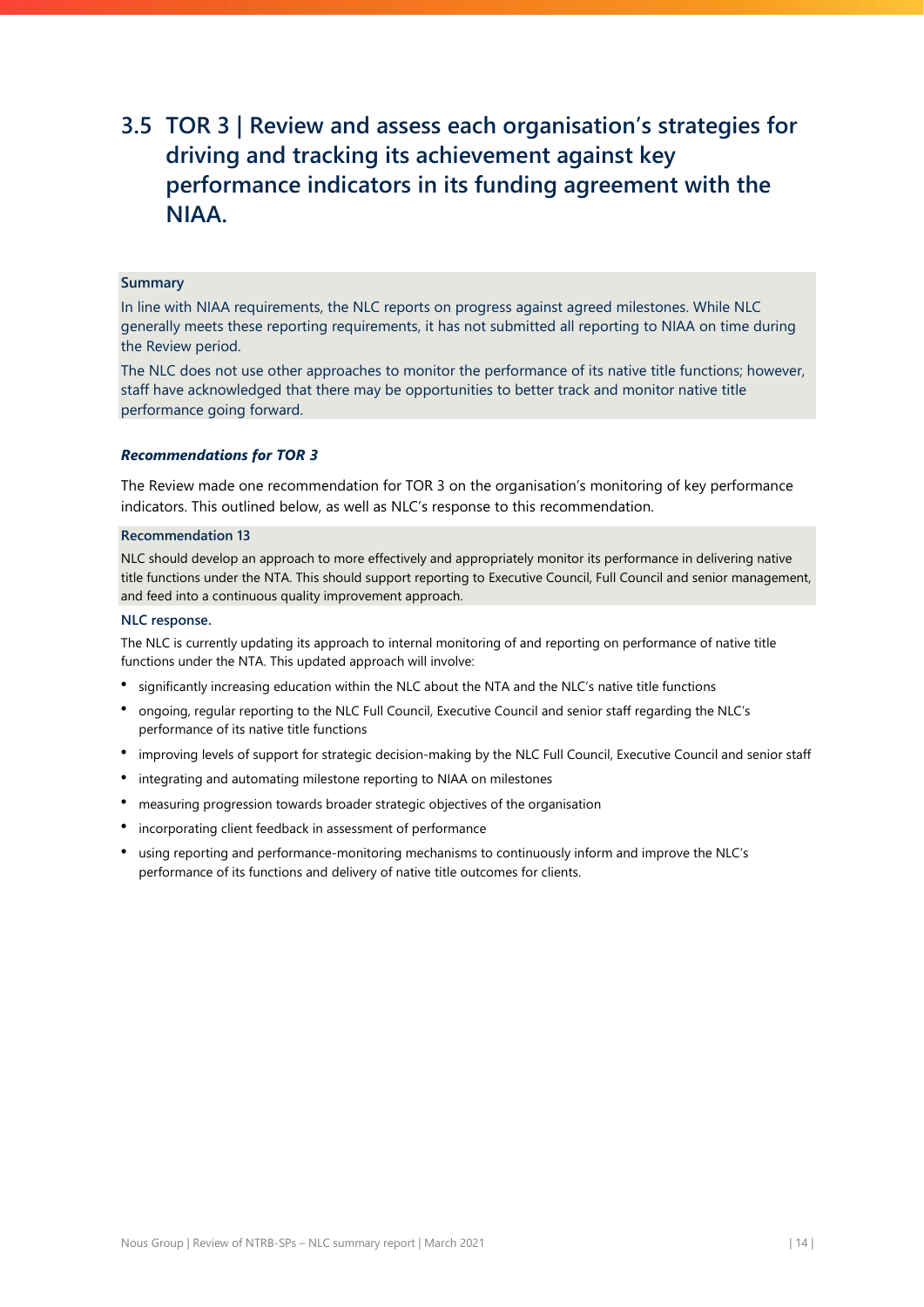## 3.5 TOR 3 | Review and assess each organisation's strategies for driving and tracking its achievement against key performance indicators in its funding agreement with the NIAA.

**Summary**

In line with NIAA requirements, the NLC reports on progress against agreed milestones. While NLC generally meets these reporting requirements, it has not submitted all reporting to NIAA on time during the Review period.

The NLC does not use other approaches to monitor the performance of its native title functions; however, staff have acknowledged that there may be opportunities to better track and monitor native title performance going forward.

***Recommendations for TOR 3***

The Review made one recommendation for TOR 3 on the organisation's monitoring of key performance indicators. This outlined below, as well as NLC's response to this recommendation.

**Recommendation 13**

NLC should develop an approach to more effectively and appropriately monitor its performance in delivering native title functions under the NTA. This should support reporting to Executive Council, Full Council and senior management, and feed into a continuous quality improvement approach.

**NLC response.**

The NLC is currently updating its approach to internal monitoring of and reporting on performance of native title functions under the NTA. This updated approach will involve:

- significantly increasing education within the NLC about the NTA and the NLC's native title functions
- ongoing, regular reporting to the NLC Full Council, Executive Council and senior staff regarding the NLC's performance of its native title functions
- improving levels of support for strategic decision-making by the NLC Full Council, Executive Council and senior staff
- integrating and automating milestone reporting to NIAA on milestones
- measuring progression towards broader strategic objectives of the organisation
- incorporating client feedback in assessment of performance
- using reporting and performance-monitoring mechanisms to continuously inform and improve the NLC's performance of its functions and delivery of native title outcomes for clients.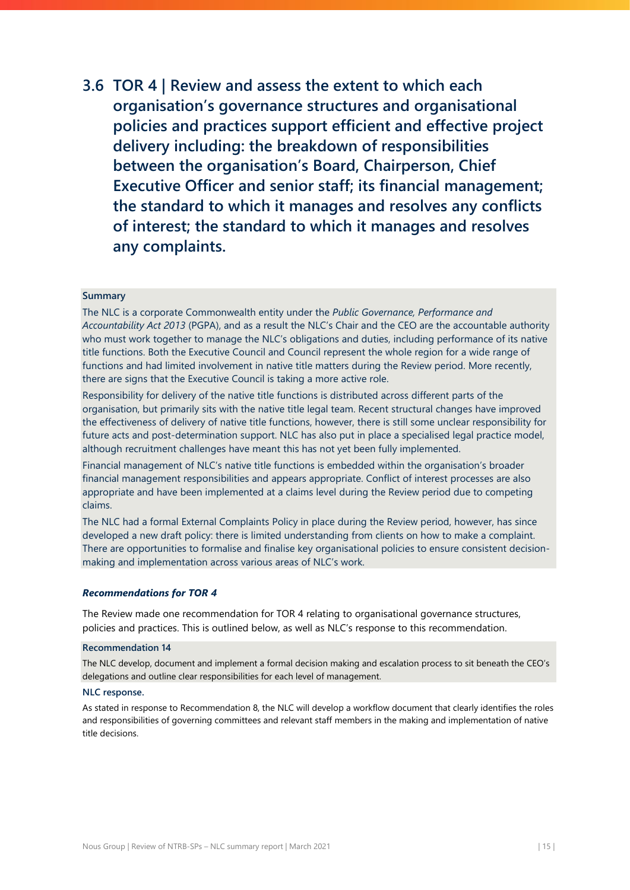## 3.6 TOR 4 | Review and assess the extent to which each organisation's governance structures and organisational policies and practices support efficient and effective project delivery including: the breakdown of responsibilities between the organisation's Board, Chairperson, Chief Executive Officer and senior staff; its financial management; the standard to which it manages and resolves any conflicts of interest; the standard to which it manages and resolves any complaints.

**Summary**

The NLC is a corporate Commonwealth entity under the *Public Governance, Performance and Accountability Act 2013* (PGPA), and as a result the NLC's Chair and the CEO are the accountable authority who must work together to manage the NLC's obligations and duties, including performance of its native title functions. Both the Executive Council and Council represent the whole region for a wide range of functions and had limited involvement in native title matters during the Review period. More recently, there are signs that the Executive Council is taking a more active role.

Responsibility for delivery of the native title functions is distributed across different parts of the organisation, but primarily sits with the native title legal team. Recent structural changes have improved the effectiveness of delivery of native title functions, however, there is still some unclear responsibility for future acts and post-determination support. NLC has also put in place a specialised legal practice model, although recruitment challenges have meant this has not yet been fully implemented.

Financial management of NLC's native title functions is embedded within the organisation's broader financial management responsibilities and appears appropriate. Conflict of interest processes are also appropriate and have been implemented at a claims level during the Review period due to competing claims.

The NLC had a formal External Complaints Policy in place during the Review period, however, has since developed a new draft policy: there is limited understanding from clients on how to make a complaint. There are opportunities to formalise and finalise key organisational policies to ensure consistent decision-making and implementation across various areas of NLC's work.

***Recommendations for TOR 4***

The Review made one recommendation for TOR 4 relating to organisational governance structures, policies and practices. This is outlined below, as well as NLC's response to this recommendation.

**Recommendation 14**

The NLC develop, document and implement a formal decision making and escalation process to sit beneath the CEO's delegations and outline clear responsibilities for each level of management.

**NLC response.**

As stated in response to Recommendation 8, the NLC will develop a workflow document that clearly identifies the roles and responsibilities of governing committees and relevant staff members in the making and implementation of native title decisions.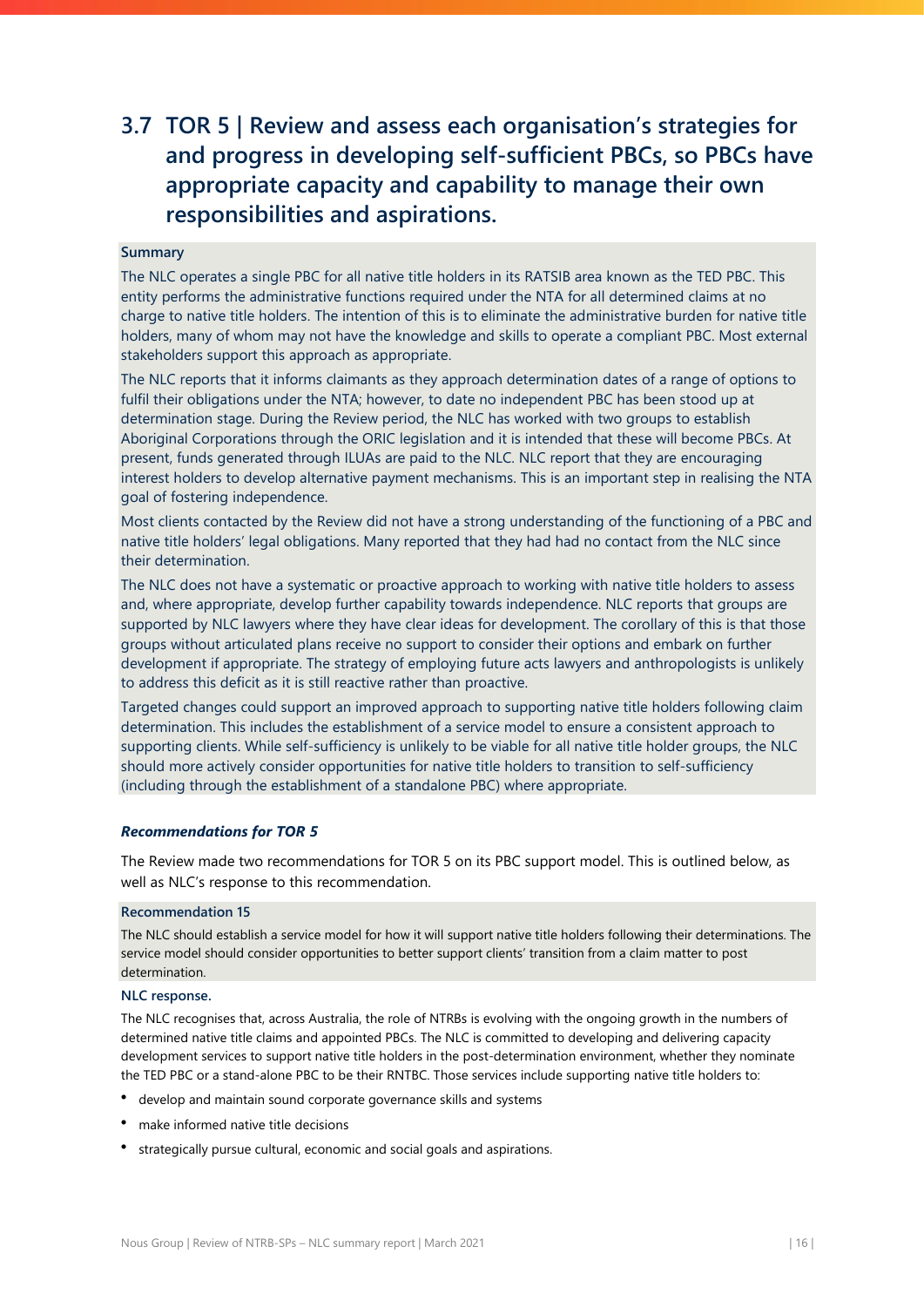## 3.7 TOR 5 | Review and assess each organisation's strategies for and progress in developing self-sufficient PBCs, so PBCs have appropriate capacity and capability to manage their own responsibilities and aspirations.

**Summary**

The NLC operates a single PBC for all native title holders in its RATSIB area known as the TED PBC. This entity performs the administrative functions required under the NTA for all determined claims at no charge to native title holders. The intention of this is to eliminate the administrative burden for native title holders, many of whom may not have the knowledge and skills to operate a compliant PBC. Most external stakeholders support this approach as appropriate.

The NLC reports that it informs claimants as they approach determination dates of a range of options to fulfil their obligations under the NTA; however, to date no independent PBC has been stood up at determination stage. During the Review period, the NLC has worked with two groups to establish Aboriginal Corporations through the ORIC legislation and it is intended that these will become PBCs. At present, funds generated through ILUAs are paid to the NLC. NLC report that they are encouraging interest holders to develop alternative payment mechanisms. This is an important step in realising the NTA goal of fostering independence.

Most clients contacted by the Review did not have a strong understanding of the functioning of a PBC and native title holders' legal obligations. Many reported that they had had no contact from the NLC since their determination.

The NLC does not have a systematic or proactive approach to working with native title holders to assess and, where appropriate, develop further capability towards independence. NLC reports that groups are supported by NLC lawyers where they have clear ideas for development. The corollary of this is that those groups without articulated plans receive no support to consider their options and embark on further development if appropriate. The strategy of employing future acts lawyers and anthropologists is unlikely to address this deficit as it is still reactive rather than proactive.

Targeted changes could support an improved approach to supporting native title holders following claim determination. This includes the establishment of a service model to ensure a consistent approach to supporting clients. While self-sufficiency is unlikely to be viable for all native title holder groups, the NLC should more actively consider opportunities for native title holders to transition to self-sufficiency (including through the establishment of a standalone PBC) where appropriate.

***Recommendations for TOR 5***

The Review made two recommendations for TOR 5 on its PBC support model. This is outlined below, as well as NLC's response to this recommendation.

**Recommendation 15**

The NLC should establish a service model for how it will support native title holders following their determinations. The service model should consider opportunities to better support clients' transition from a claim matter to post determination.

**NLC response.**

The NLC recognises that, across Australia, the role of NTRBs is evolving with the ongoing growth in the numbers of determined native title claims and appointed PBCs. The NLC is committed to developing and delivering capacity development services to support native title holders in the post-determination environment, whether they nominate the TED PBC or a stand-alone PBC to be their RNTBC. Those services include supporting native title holders to:

- develop and maintain sound corporate governance skills and systems
- make informed native title decisions
- strategically pursue cultural, economic and social goals and aspirations.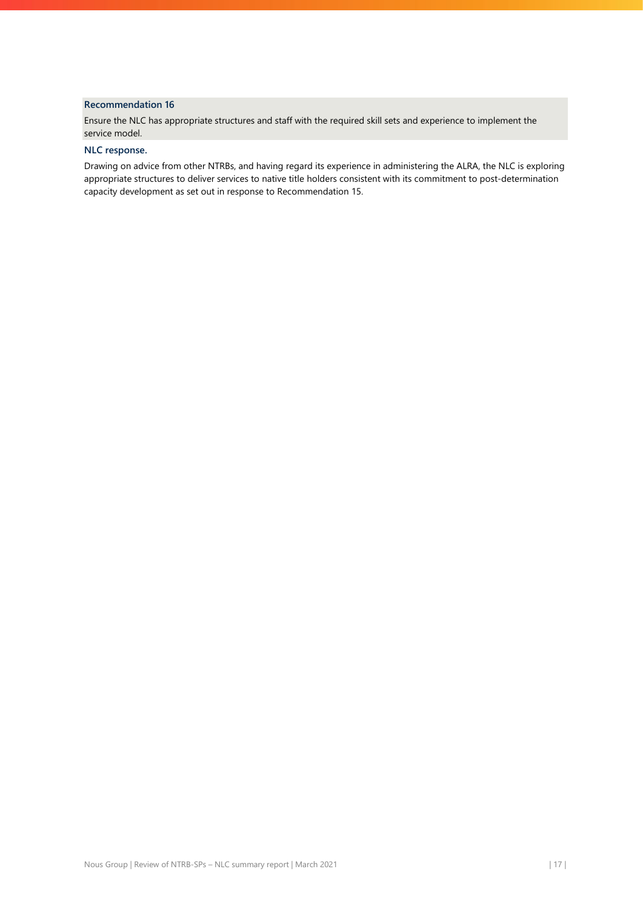**Recommendation 16**

Ensure the NLC has appropriate structures and staff with the required skill sets and experience to implement the service model.

**NLC response.**

Drawing on advice from other NTRBs, and having regard its experience in administering the ALRA, the NLC is exploring appropriate structures to deliver services to native title holders consistent with its commitment to post-determination capacity development as set out in response to Recommendation 15.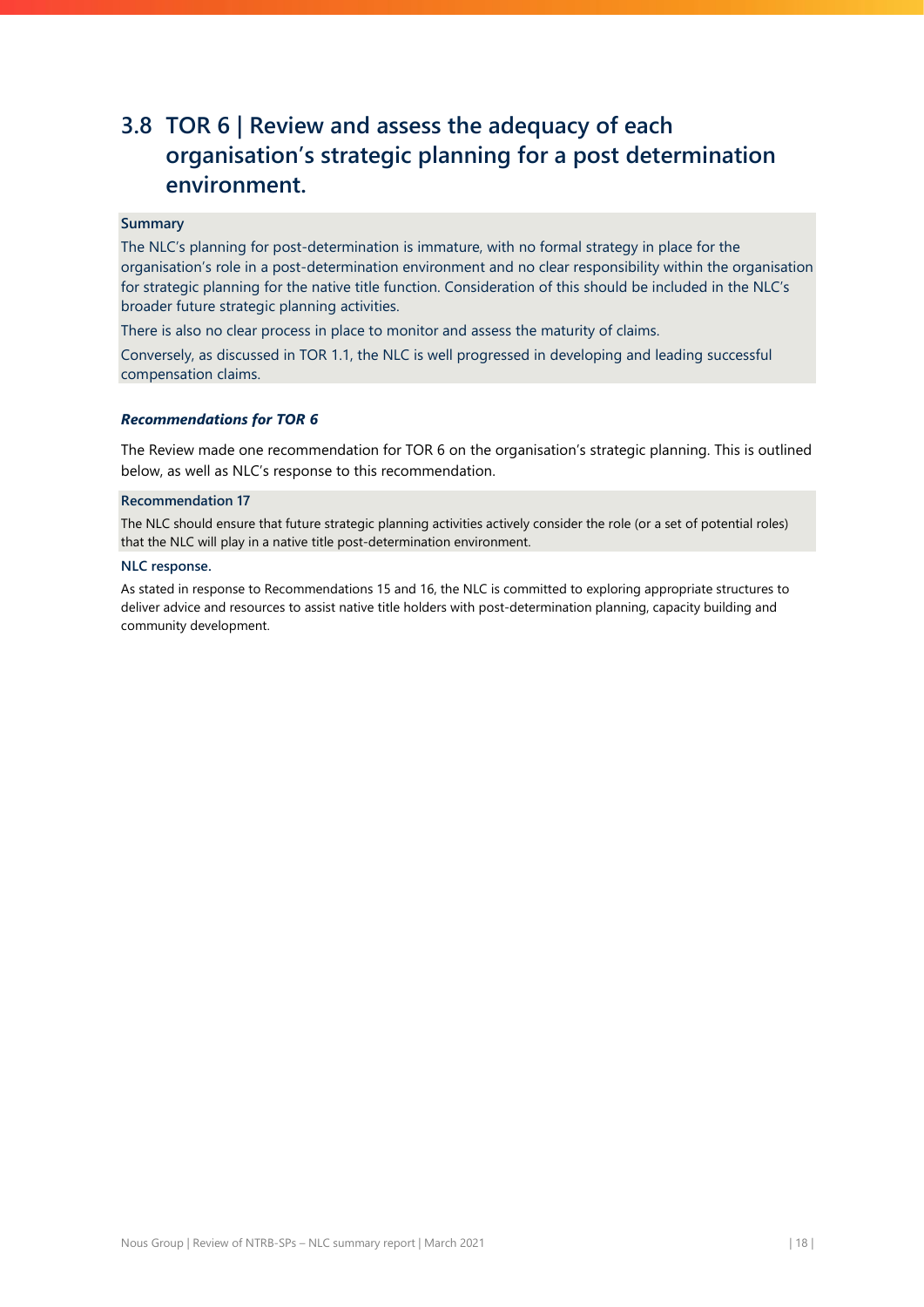## 3.8 TOR 6 | Review and assess the adequacy of each organisation's strategic planning for a post determination environment.

**Summary**

The NLC's planning for post-determination is immature, with no formal strategy in place for the organisation's role in a post-determination environment and no clear responsibility within the organisation for strategic planning for the native title function. Consideration of this should be included in the NLC's broader future strategic planning activities.

There is also no clear process in place to monitor and assess the maturity of claims.

Conversely, as discussed in TOR 1.1, the NLC is well progressed in developing and leading successful compensation claims.

***Recommendations for TOR 6***

The Review made one recommendation for TOR 6 on the organisation's strategic planning. This is outlined below, as well as NLC's response to this recommendation.

**Recommendation 17**

The NLC should ensure that future strategic planning activities actively consider the role (or a set of potential roles) that the NLC will play in a native title post-determination environment.

**NLC response.**

As stated in response to Recommendations 15 and 16, the NLC is committed to exploring appropriate structures to deliver advice and resources to assist native title holders with post-determination planning, capacity building and community development.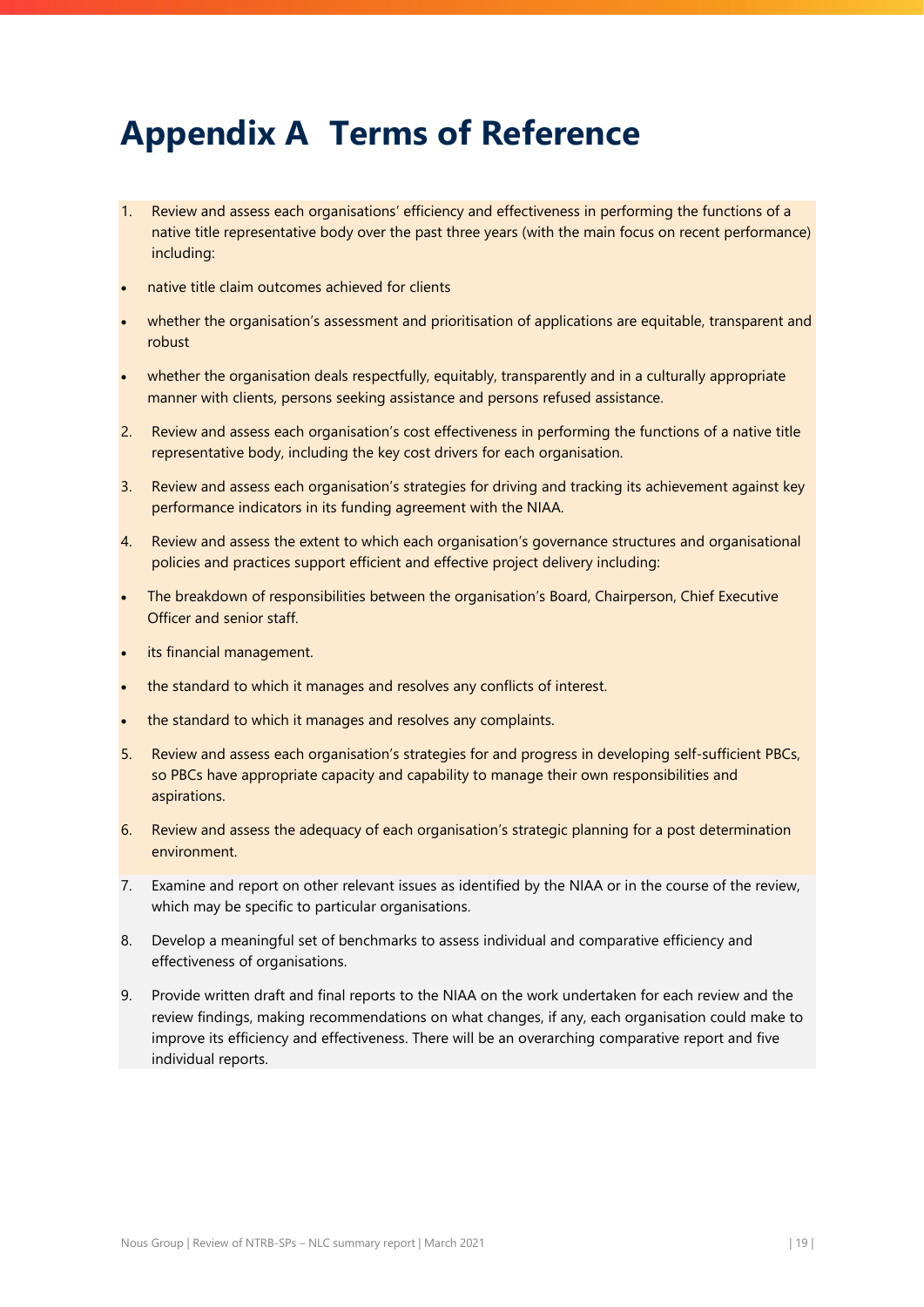# Appendix A Terms of Reference

1. Review and assess each organisations' efficiency and effectiveness in performing the functions of a native title representative body over the past three years (with the main focus on recent performance) including:

- native title claim outcomes achieved for clients
- whether the organisation's assessment and prioritisation of applications are equitable, transparent and robust
- whether the organisation deals respectfully, equitably, transparently and in a culturally appropriate manner with clients, persons seeking assistance and persons refused assistance.

2. Review and assess each organisation's cost effectiveness in performing the functions of a native title representative body, including the key cost drivers for each organisation.

3. Review and assess each organisation's strategies for driving and tracking its achievement against key performance indicators in its funding agreement with the NIAA.

4. Review and assess the extent to which each organisation's governance structures and organisational policies and practices support efficient and effective project delivery including:

- The breakdown of responsibilities between the organisation's Board, Chairperson, Chief Executive Officer and senior staff.
- its financial management.
- the standard to which it manages and resolves any conflicts of interest.
- the standard to which it manages and resolves any complaints.

5. Review and assess each organisation's strategies for and progress in developing self-sufficient PBCs, so PBCs have appropriate capacity and capability to manage their own responsibilities and aspirations.

6. Review and assess the adequacy of each organisation's strategic planning for a post determination environment.

7. Examine and report on other relevant issues as identified by the NIAA or in the course of the review, which may be specific to particular organisations.

8. Develop a meaningful set of benchmarks to assess individual and comparative efficiency and effectiveness of organisations.

9. Provide written draft and final reports to the NIAA on the work undertaken for each review and the review findings, making recommendations on what changes, if any, each organisation could make to improve its efficiency and effectiveness. There will be an overarching comparative report and five individual reports.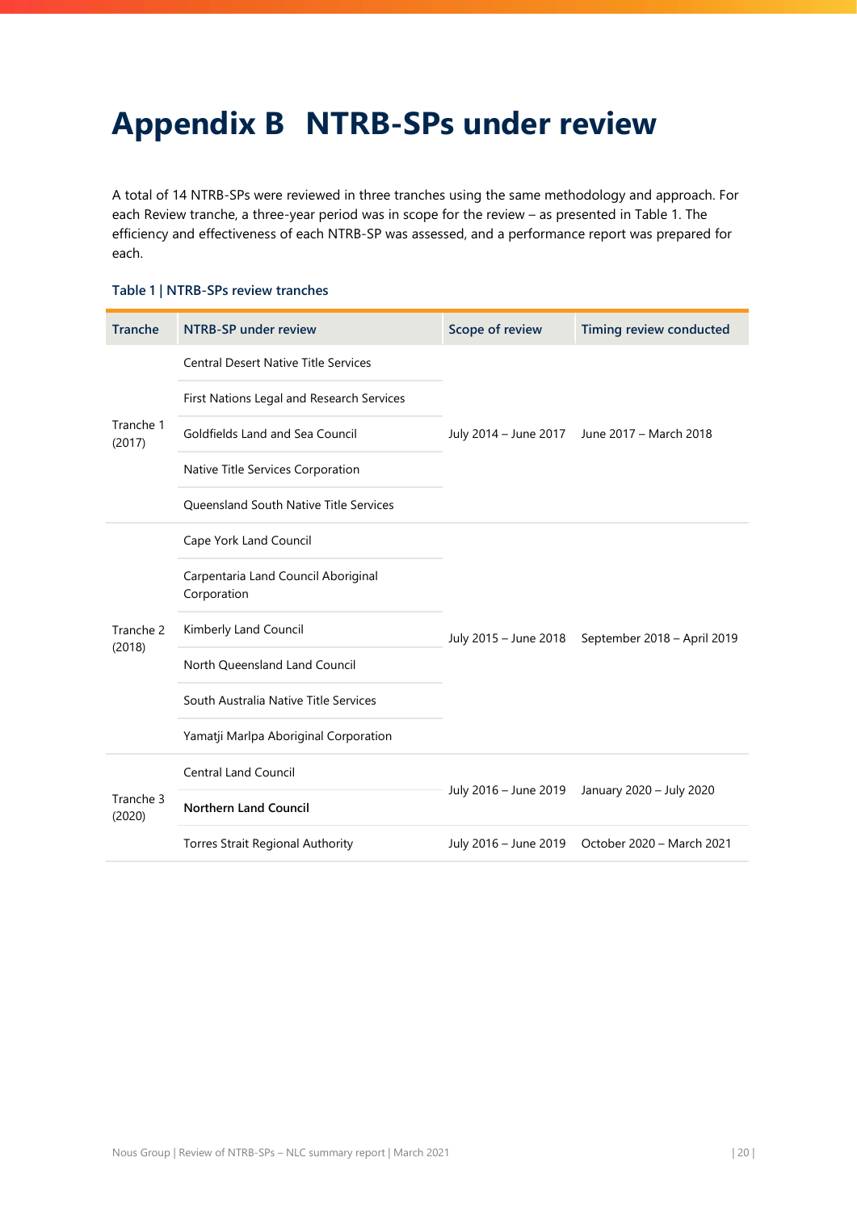# Appendix B NTRB-SPs under review

A total of 14 NTRB-SPs were reviewed in three tranches using the same methodology and approach. For each Review tranche, a three-year period was in scope for the review – as presented in Table 1. The efficiency and effectiveness of each NTRB-SP was assessed, and a performance report was prepared for each.

**Table 1 | NTRB-SPs review tranches**

| Tranche | NTRB-SP under review | Scope of review | Timing review conducted |
|---|---|---|---|
| Tranche 1 (2017) | Central Desert Native Title Services | July 2014 – June 2017 | June 2017 – March 2018 |
| | First Nations Legal and Research Services | | |
| | Goldfields Land and Sea Council | | |
| | Native Title Services Corporation | | |
| | Queensland South Native Title Services | | |
| Tranche 2 (2018) | Cape York Land Council | July 2015 – June 2018 | September 2018 – April 2019 |
| | Carpentaria Land Council Aboriginal Corporation | | |
| | Kimberly Land Council | | |
| | North Queensland Land Council | | |
| | South Australia Native Title Services | | |
| | Yamatji Marlpa Aboriginal Corporation | | |
| Tranche 3 (2020) | Central Land Council | July 2016 – June 2019 | January 2020 – July 2020 |
| | **Northern Land Council** | | |
| | Torres Strait Regional Authority | July 2016 – June 2019 | October 2020 – March 2021 |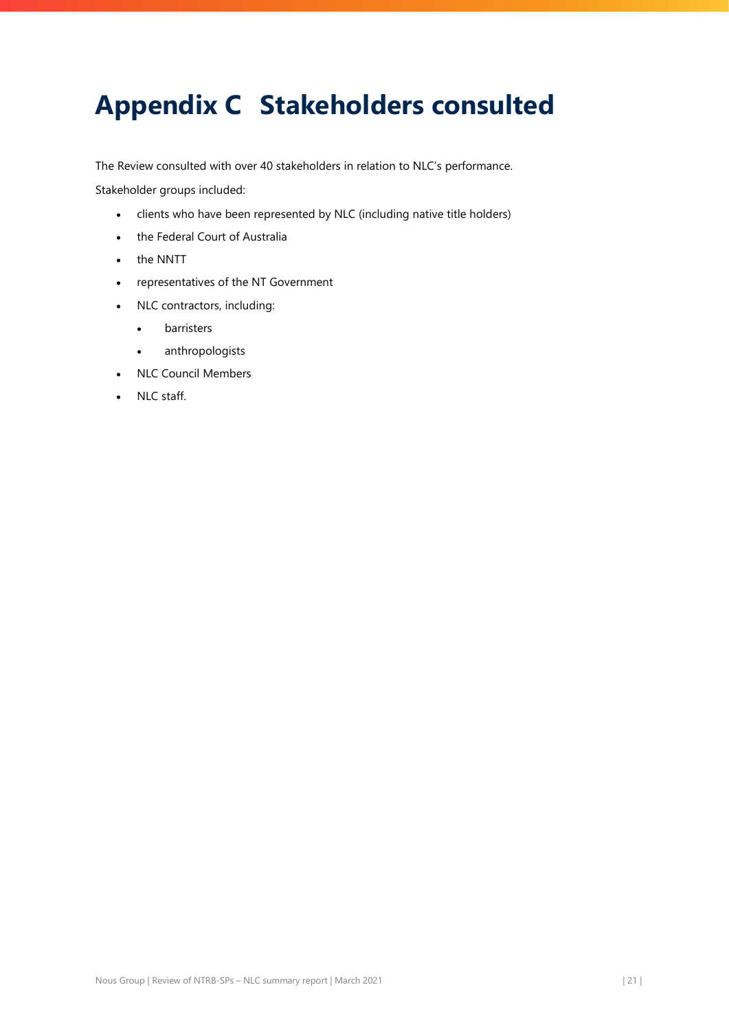# Appendix C Stakeholders consulted

The Review consulted with over 40 stakeholders in relation to NLC's performance.

Stakeholder groups included:

- clients who have been represented by NLC (including native title holders)
- the Federal Court of Australia
- the NNTT
- representatives of the NT Government
- NLC contractors, including:
  - barristers
  - anthropologists
- NLC Council Members
- NLC staff.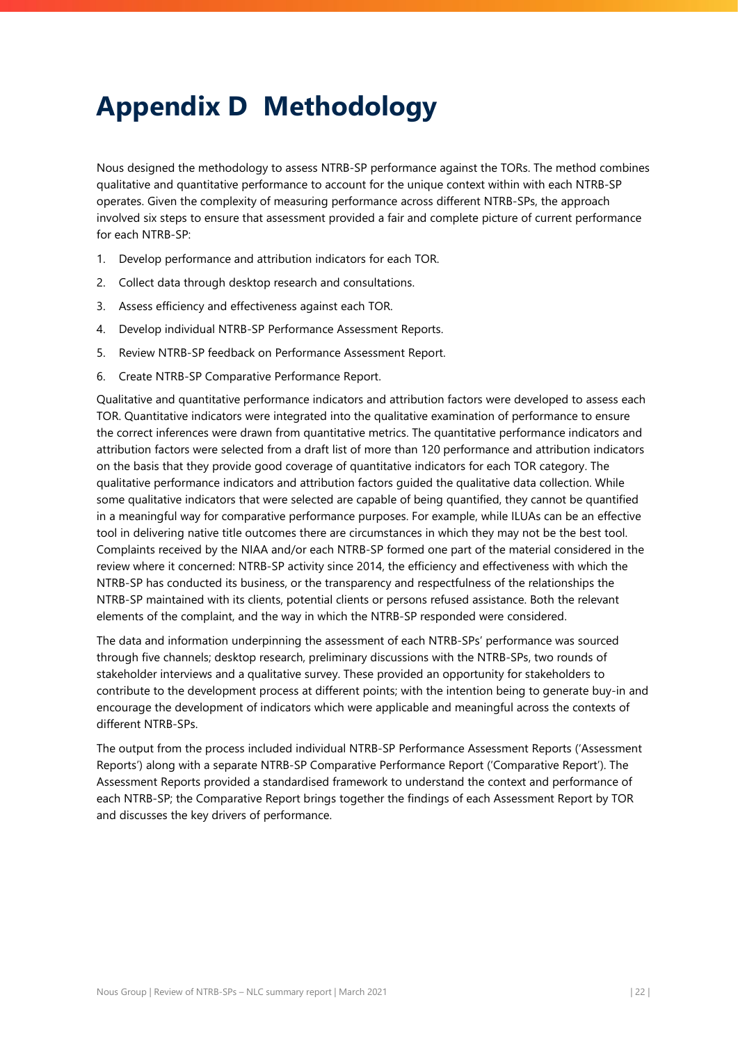# Appendix D Methodology

Nous designed the methodology to assess NTRB-SP performance against the TORs. The method combines qualitative and quantitative performance to account for the unique context within with each NTRB-SP operates. Given the complexity of measuring performance across different NTRB-SPs, the approach involved six steps to ensure that assessment provided a fair and complete picture of current performance for each NTRB-SP:

1. Develop performance and attribution indicators for each TOR.
2. Collect data through desktop research and consultations.
3. Assess efficiency and effectiveness against each TOR.
4. Develop individual NTRB-SP Performance Assessment Reports.
5. Review NTRB-SP feedback on Performance Assessment Report.
6. Create NTRB-SP Comparative Performance Report.

Qualitative and quantitative performance indicators and attribution factors were developed to assess each TOR. Quantitative indicators were integrated into the qualitative examination of performance to ensure the correct inferences were drawn from quantitative metrics. The quantitative performance indicators and attribution factors were selected from a draft list of more than 120 performance and attribution indicators on the basis that they provide good coverage of quantitative indicators for each TOR category. The qualitative performance indicators and attribution factors guided the qualitative data collection. While some qualitative indicators that were selected are capable of being quantified, they cannot be quantified in a meaningful way for comparative performance purposes. For example, while ILUAs can be an effective tool in delivering native title outcomes there are circumstances in which they may not be the best tool. Complaints received by the NIAA and/or each NTRB-SP formed one part of the material considered in the review where it concerned: NTRB-SP activity since 2014, the efficiency and effectiveness with which the NTRB-SP has conducted its business, or the transparency and respectfulness of the relationships the NTRB-SP maintained with its clients, potential clients or persons refused assistance. Both the relevant elements of the complaint, and the way in which the NTRB-SP responded were considered.

The data and information underpinning the assessment of each NTRB-SPs' performance was sourced through five channels; desktop research, preliminary discussions with the NTRB-SPs, two rounds of stakeholder interviews and a qualitative survey. These provided an opportunity for stakeholders to contribute to the development process at different points; with the intention being to generate buy-in and encourage the development of indicators which were applicable and meaningful across the contexts of different NTRB-SPs.

The output from the process included individual NTRB-SP Performance Assessment Reports ('Assessment Reports') along with a separate NTRB-SP Comparative Performance Report ('Comparative Report'). The Assessment Reports provided a standardised framework to understand the context and performance of each NTRB-SP; the Comparative Report brings together the findings of each Assessment Report by TOR and discusses the key drivers of performance.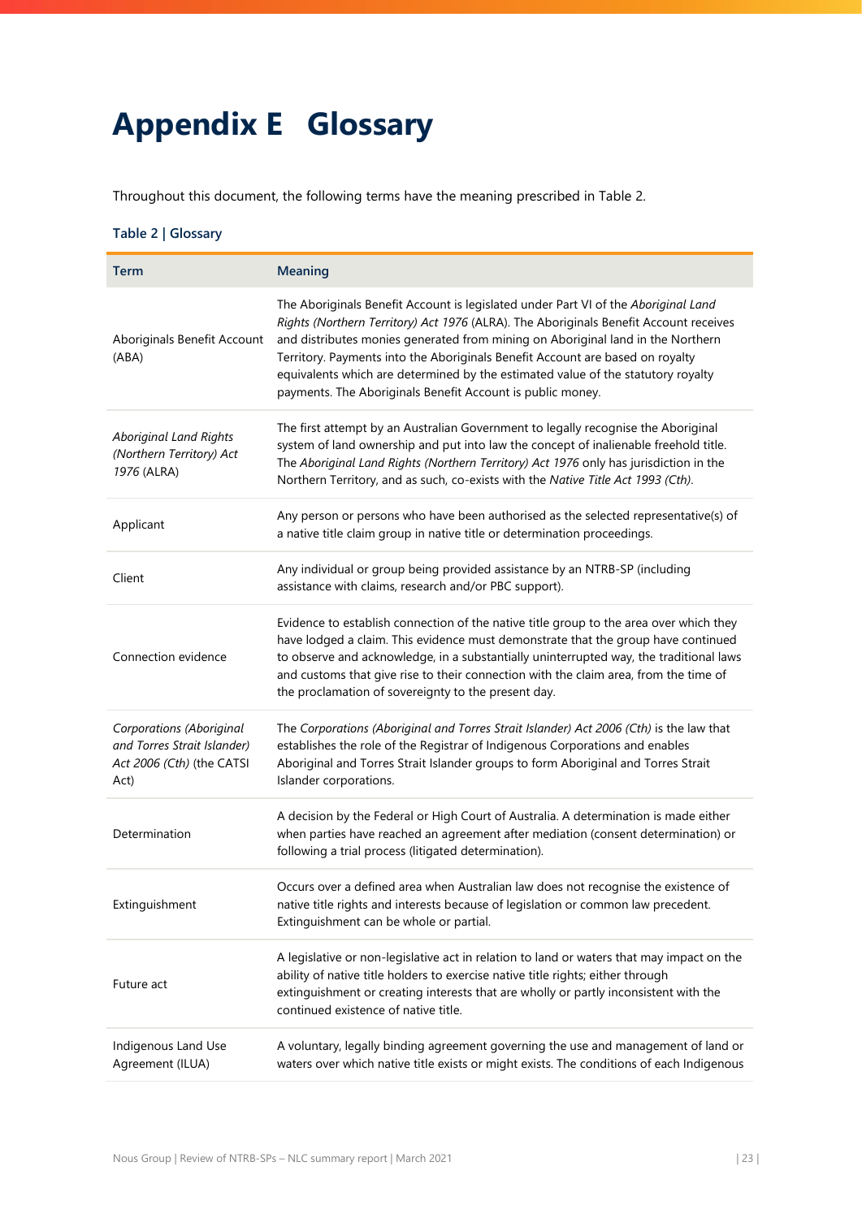# Appendix E Glossary

Throughout this document, the following terms have the meaning prescribed in Table 2.

**Table 2 | Glossary**

| Term | Meaning |
|---|---|
| Aboriginals Benefit Account (ABA) | The Aboriginals Benefit Account is legislated under Part VI of the *Aboriginal Land Rights (Northern Territory) Act 1976* (ALRA). The Aboriginals Benefit Account receives and distributes monies generated from mining on Aboriginal land in the Northern Territory. Payments into the Aboriginals Benefit Account are based on royalty equivalents which are determined by the estimated value of the statutory royalty payments. The Aboriginals Benefit Account is public money. |
| *Aboriginal Land Rights (Northern Territory) Act 1976* (ALRA) | The first attempt by an Australian Government to legally recognise the Aboriginal system of land ownership and put into law the concept of inalienable freehold title. The *Aboriginal Land Rights (Northern Territory) Act 1976* only has jurisdiction in the Northern Territory, and as such, co-exists with the *Native Title Act 1993 (Cth)*. |
| Applicant | Any person or persons who have been authorised as the selected representative(s) of a native title claim group in native title or determination proceedings. |
| Client | Any individual or group being provided assistance by an NTRB-SP (including assistance with claims, research and/or PBC support). |
| Connection evidence | Evidence to establish connection of the native title group to the area over which they have lodged a claim. This evidence must demonstrate that the group have continued to observe and acknowledge, in a substantially uninterrupted way, the traditional laws and customs that give rise to their connection with the claim area, from the time of the proclamation of sovereignty to the present day. |
| *Corporations (Aboriginal and Torres Strait Islander) Act 2006 (Cth)* (the CATSI Act) | The *Corporations (Aboriginal and Torres Strait Islander) Act 2006 (Cth)* is the law that establishes the role of the Registrar of Indigenous Corporations and enables Aboriginal and Torres Strait Islander groups to form Aboriginal and Torres Strait Islander corporations. |
| Determination | A decision by the Federal or High Court of Australia. A determination is made either when parties have reached an agreement after mediation (consent determination) or following a trial process (litigated determination). |
| Extinguishment | Occurs over a defined area when Australian law does not recognise the existence of native title rights and interests because of legislation or common law precedent. Extinguishment can be whole or partial. |
| Future act | A legislative or non-legislative act in relation to land or waters that may impact on the ability of native title holders to exercise native title rights; either through extinguishment or creating interests that are wholly or partly inconsistent with the continued existence of native title. |
| Indigenous Land Use Agreement (ILUA) | A voluntary, legally binding agreement governing the use and management of land or waters over which native title exists or might exists. The conditions of each Indigenous |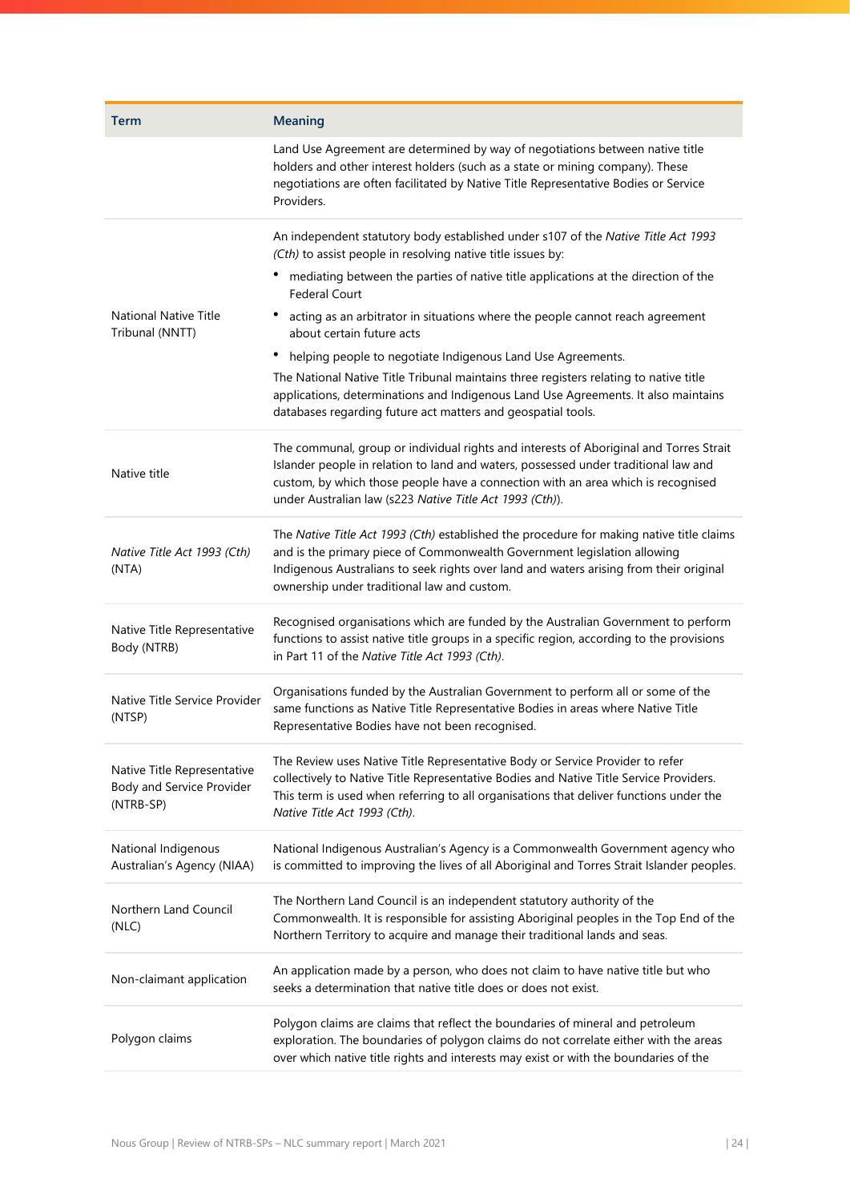| Term | Meaning |
| --- | --- |
| | Land Use Agreement are determined by way of negotiations between native title holders and other interest holders (such as a state or mining company). These negotiations are often facilitated by Native Title Representative Bodies or Service Providers. |
| National Native Title Tribunal (NNTT) | An independent statutory body established under s107 of the *Native Title Act 1993 (Cth)* to assist people in resolving native title issues by: <br>• mediating between the parties of native title applications at the direction of the Federal Court <br>• acting as an arbitrator in situations where the people cannot reach agreement about certain future acts <br>• helping people to negotiate Indigenous Land Use Agreements. <br>The National Native Title Tribunal maintains three registers relating to native title applications, determinations and Indigenous Land Use Agreements. It also maintains databases regarding future act matters and geospatial tools. |
| Native title | The communal, group or individual rights and interests of Aboriginal and Torres Strait Islander people in relation to land and waters, possessed under traditional law and custom, by which those people have a connection with an area which is recognised under Australian law (s223 *Native Title Act 1993 (Cth)*). |
| *Native Title Act 1993 (Cth)* (NTA) | The *Native Title Act 1993 (Cth)* established the procedure for making native title claims and is the primary piece of Commonwealth Government legislation allowing Indigenous Australians to seek rights over land and waters arising from their original ownership under traditional law and custom. |
| Native Title Representative Body (NTRB) | Recognised organisations which are funded by the Australian Government to perform functions to assist native title groups in a specific region, according to the provisions in Part 11 of the *Native Title Act 1993 (Cth)*. |
| Native Title Service Provider (NTSP) | Organisations funded by the Australian Government to perform all or some of the same functions as Native Title Representative Bodies in areas where Native Title Representative Bodies have not been recognised. |
| Native Title Representative Body and Service Provider (NTRB-SP) | The Review uses Native Title Representative Body or Service Provider to refer collectively to Native Title Representative Bodies and Native Title Service Providers. This term is used when referring to all organisations that deliver functions under the *Native Title Act 1993 (Cth)*. |
| National Indigenous Australian's Agency (NIAA) | National Indigenous Australian's Agency is a Commonwealth Government agency who is committed to improving the lives of all Aboriginal and Torres Strait Islander peoples. |
| Northern Land Council (NLC) | The Northern Land Council is an independent statutory authority of the Commonwealth. It is responsible for assisting Aboriginal peoples in the Top End of the Northern Territory to acquire and manage their traditional lands and seas. |
| Non-claimant application | An application made by a person, who does not claim to have native title but who seeks a determination that native title does or does not exist. |
| Polygon claims | Polygon claims are claims that reflect the boundaries of mineral and petroleum exploration. The boundaries of polygon claims do not correlate either with the areas over which native title rights and interests may exist or with the boundaries of the |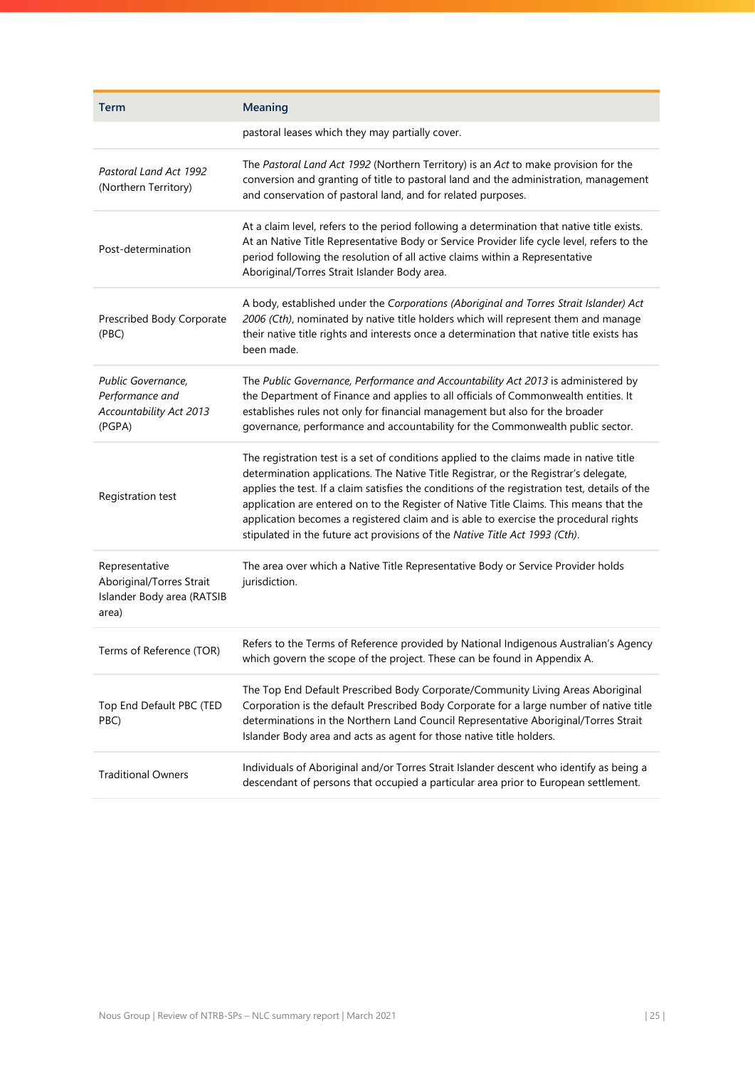| Term | Meaning |
|---|---|
| | pastoral leases which they may partially cover. |
| *Pastoral Land Act 1992* (Northern Territory) | The *Pastoral Land Act 1992* (Northern Territory) is an *Act* to make provision for the conversion and granting of title to pastoral land and the administration, management and conservation of pastoral land, and for related purposes. |
| Post-determination | At a claim level, refers to the period following a determination that native title exists. At an Native Title Representative Body or Service Provider life cycle level, refers to the period following the resolution of all active claims within a Representative Aboriginal/Torres Strait Islander Body area. |
| Prescribed Body Corporate (PBC) | A body, established under the *Corporations (Aboriginal and Torres Strait Islander) Act 2006 (Cth)*, nominated by native title holders which will represent them and manage their native title rights and interests once a determination that native title exists has been made. |
| *Public Governance, Performance and Accountability Act 2013* (PGPA) | The *Public Governance, Performance and Accountability Act 2013* is administered by the Department of Finance and applies to all officials of Commonwealth entities. It establishes rules not only for financial management but also for the broader governance, performance and accountability for the Commonwealth public sector. |
| Registration test | The registration test is a set of conditions applied to the claims made in native title determination applications. The Native Title Registrar, or the Registrar's delegate, applies the test. If a claim satisfies the conditions of the registration test, details of the application are entered on to the Register of Native Title Claims. This means that the application becomes a registered claim and is able to exercise the procedural rights stipulated in the future act provisions of the *Native Title Act 1993 (Cth)*. |
| Representative Aboriginal/Torres Strait Islander Body area (RATSIB area) | The area over which a Native Title Representative Body or Service Provider holds jurisdiction. |
| Terms of Reference (TOR) | Refers to the Terms of Reference provided by National Indigenous Australian's Agency which govern the scope of the project. These can be found in Appendix A. |
| Top End Default PBC (TED PBC) | The Top End Default Prescribed Body Corporate/Community Living Areas Aboriginal Corporation is the default Prescribed Body Corporate for a large number of native title determinations in the Northern Land Council Representative Aboriginal/Torres Strait Islander Body area and acts as agent for those native title holders. |
| Traditional Owners | Individuals of Aboriginal and/or Torres Strait Islander descent who identify as being a descendant of persons that occupied a particular area prior to European settlement. |